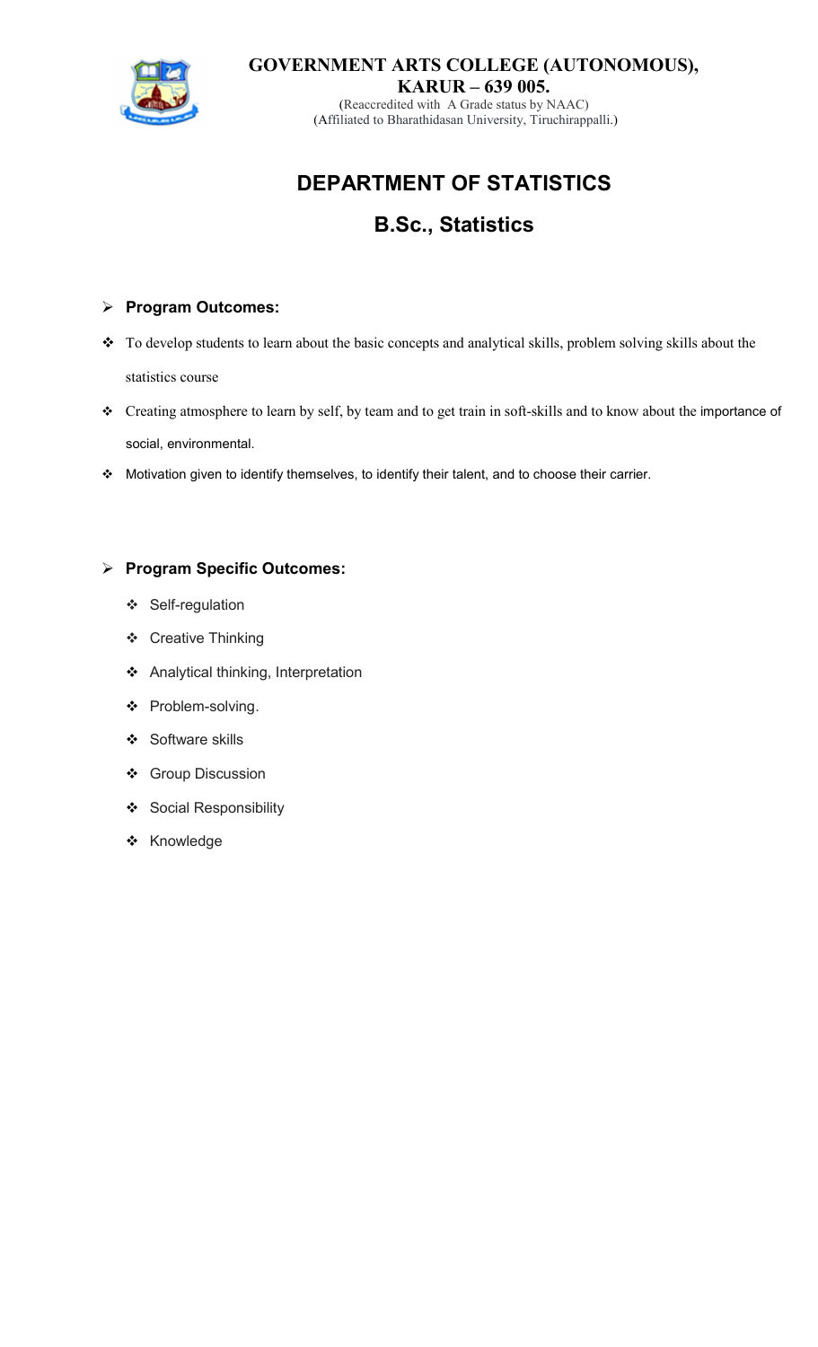**GOVERNMENT ARTS COLLEGE (AUTONOMOUS), KARUR – 639 005.**

(Reaccredited with A Grade status by NAAC)
(Affiliated to Bharathidasan University, Tiruchirappalli.)

# DEPARTMENT OF STATISTICS

## B.Sc., Statistics

- **Program Outcomes:**

- To develop students to learn about the basic concepts and analytical skills, problem solving skills about the statistics course
- Creating atmosphere to learn by self, by team and to get train in soft-skills and to know about the importance of social, environmental.
- Motivation given to identify themselves, to identify their talent, and to choose their carrier.

- **Program Specific Outcomes:**

  - Self-regulation
  - Creative Thinking
  - Analytical thinking, Interpretation
  - Problem-solving.
  - Software skills
  - Group Discussion
  - Social Responsibility
  - Knowledge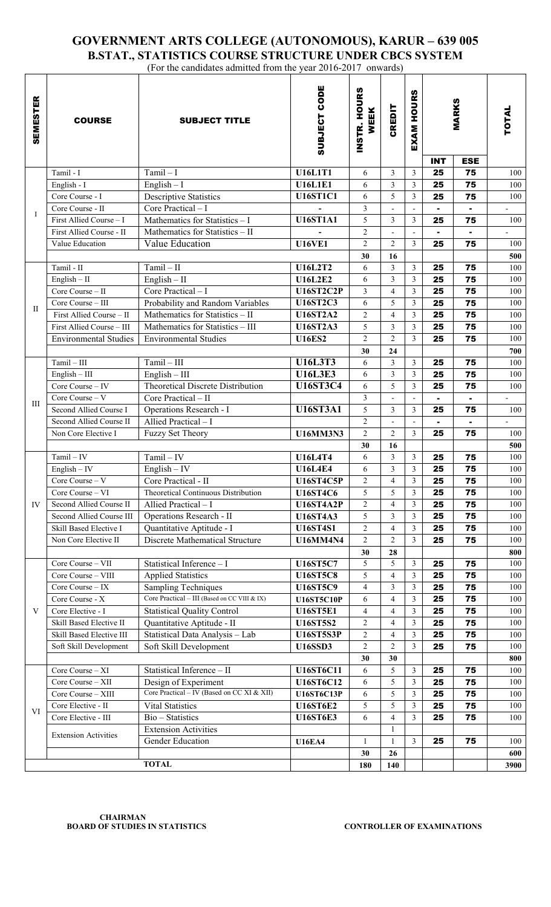# GOVERNMENT ARTS COLLEGE (AUTONOMOUS), KARUR – 639 005

## B.STAT., STATISTICS COURSE STRUCTURE UNDER CBCS SYSTEM

(For the candidates admitted from the year 2016-2017 onwards)

| SEMESTER | COURSE | SUBJECT TITLE | SUBJECT CODE | INSTR. HOURS WEEK | CREDIT | EXAM HOURS | MARKS | | TOTAL |
|---|---|---|---|---|---|---|---|---|---|
| | | | | | | | INT | ESE | |
| I | Tamil - I | Tamil – I | U16L1T1 | 6 | 3 | 3 | 25 | 75 | 100 |
| | English - I | English – I | U16L1E1 | 6 | 3 | 3 | 25 | 75 | 100 |
| | Core Course - I | Descriptive Statistics | U16ST1C1 | 6 | 5 | 3 | 25 | 75 | 100 |
| | Core Course - II | Core Practical – I | - | 3 | - | - | - | - | - |
| | First Allied Course – I | Mathematics for Statistics – I | U16ST1A1 | 5 | 3 | 3 | 25 | 75 | 100 |
| | First Allied Course - II | Mathematics for Statistics – II | - | 2 | - | - | - | - | - |
| | Value Education | Value Education | U16VE1 | 2 | 2 | 3 | 25 | 75 | 100 |
| | | | | 30 | 16 | | | | 500 |
| II | Tamil - II | Tamil – II | U16L2T2 | 6 | 3 | 3 | 25 | 75 | 100 |
| | English – II | English – II | U16L2E2 | 6 | 3 | 3 | 25 | 75 | 100 |
| | Core Course – II | Core Practical – I | U16ST2C2P | 3 | 4 | 3 | 25 | 75 | 100 |
| | Core Course – III | Probability and Random Variables | U16ST2C3 | 6 | 5 | 3 | 25 | 75 | 100 |
| | First Allied Course – II | Mathematics for Statistics – II | U16ST2A2 | 2 | 4 | 3 | 25 | 75 | 100 |
| | First Allied Course – III | Mathematics for Statistics – III | U16ST2A3 | 5 | 3 | 3 | 25 | 75 | 100 |
| | Environmental Studies | Environmental Studies | U16ES2 | 2 | 2 | 3 | 25 | 75 | 100 |
| | | | | 30 | 24 | | | | 700 |
| III | Tamil – III | Tamil – III | U16L3T3 | 6 | 3 | 3 | 25 | 75 | 100 |
| | English – III | English – III | U16L3E3 | 6 | 3 | 3 | 25 | 75 | 100 |
| | Core Course – IV | Theoretical Discrete Distribution | U16ST3C4 | 6 | 5 | 3 | 25 | 75 | 100 |
| | Core Course – V | Core Practical – II | | 3 | - | - | - | - | - |
| | Second Allied Course I | Operations Research - I | U16ST3A1 | 5 | 3 | 3 | 25 | 75 | 100 |
| | Second Allied Course II | Allied Practical – I | | 2 | - | - | - | - | - |
| | Non Core Elective I | Fuzzy Set Theory | U16MM3N3 | 2 | 2 | 3 | 25 | 75 | 100 |
| | | | | 30 | 16 | | | | 500 |
| IV | Tamil – IV | Tamil – IV | U16L4T4 | 6 | 3 | 3 | 25 | 75 | 100 |
| | English – IV | English – IV | U16L4E4 | 6 | 3 | 3 | 25 | 75 | 100 |
| | Core Course – V | Core Practical - II | U16ST4C5P | 2 | 4 | 3 | 25 | 75 | 100 |
| | Core Course – VI | Theoretical Continuous Distribution | U16ST4C6 | 5 | 5 | 3 | 25 | 75 | 100 |
| | Second Allied Course II | Allied Practical – I | U16ST4A2P | 2 | 4 | 3 | 25 | 75 | 100 |
| | Second Allied Course III | Operations Research - II | U16ST4A3 | 5 | 3 | 3 | 25 | 75 | 100 |
| | Skill Based Elective I | Quantitative Aptitude - I | U16ST4S1 | 2 | 4 | 3 | 25 | 75 | 100 |
| | Non Core Elective II | Discrete Mathematical Structure | U16MM4N4 | 2 | 2 | 3 | 25 | 75 | 100 |
| | | | | 30 | 28 | | | | 800 |
| V | Core Course – VII | Statistical Inference – I | U16ST5C7 | 5 | 5 | 3 | 25 | 75 | 100 |
| | Core Course – VIII | Applied Statistics | U16ST5C8 | 5 | 4 | 3 | 25 | 75 | 100 |
| | Core Course – IX | Sampling Techniques | U16ST5C9 | 4 | 3 | 3 | 25 | 75 | 100 |
| | Core Course - X | Core Practical – III (Based on CC VIII & IX) | U16ST5C10P | 6 | 4 | 3 | 25 | 75 | 100 |
| | Core Elective - I | Statistical Quality Control | U16ST5E1 | 4 | 4 | 3 | 25 | 75 | 100 |
| | Skill Based Elective II | Quantitative Aptitude - II | U16ST5S2 | 2 | 4 | 3 | 25 | 75 | 100 |
| | Skill Based Elective III | Statistical Data Analysis – Lab | U16ST5S3P | 2 | 4 | 3 | 25 | 75 | 100 |
| | Soft Skill Development | Soft Skill Development | U16SSD3 | 2 | 2 | 3 | 25 | 75 | 100 |
| | | | | 30 | 30 | | | | 800 |
| VI | Core Course – XI | Statistical Inference – II | U16ST6C11 | 6 | 5 | 3 | 25 | 75 | 100 |
| | Core Course – XII | Design of Experiment | U16ST6C12 | 6 | 5 | 3 | 25 | 75 | 100 |
| | Core Course – XIII | Core Practical – IV (Based on CC XI & XII) | U16ST6C13P | 6 | 5 | 3 | 25 | 75 | 100 |
| | Core Elective - II | Vital Statistics | U16ST6E2 | 5 | 5 | 3 | 25 | 75 | 100 |
| | Core Elective - III | Bio – Statistics | U16ST6E3 | 6 | 4 | 3 | 25 | 75 | 100 |
| | Extension Activities | Extension Activities | | | 1 | | | | |
| | | Gender Education | U16EA4 | 1 | 1 | 3 | 25 | 75 | 100 |
| | | | | 30 | 26 | | | | 600 |
| | | TOTAL | | 180 | 140 | | | | 3900 |

**CHAIRMAN**
**BOARD OF STUDIES IN STATISTICS**

**CONTROLLER OF EXAMINATIONS**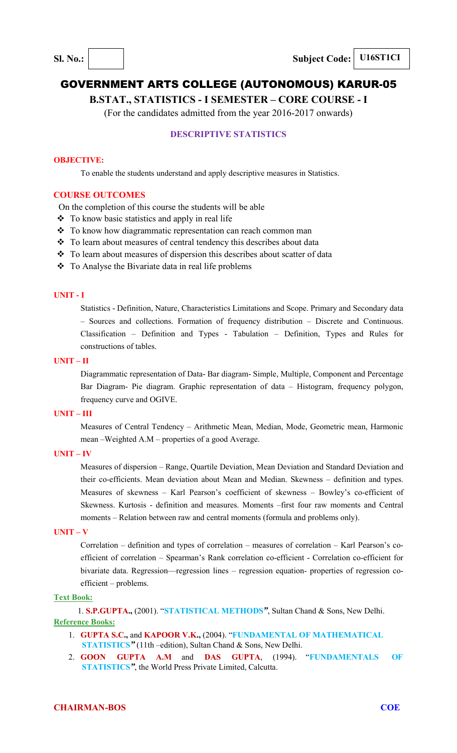**Sl. No.:** | **Subject Code:** U16ST1CI

# GOVERNMENT ARTS COLLEGE (AUTONOMOUS) KARUR-05

## B.STAT., STATISTICS - I SEMESTER – CORE COURSE - I

(For the candidates admitted from the year 2016-2017 onwards)

### DESCRIPTIVE STATISTICS

**OBJECTIVE:**

To enable the students understand and apply descriptive measures in Statistics.

**COURSE OUTCOMES**

On the completion of this course the students will be able

- To know basic statistics and apply in real life
- To know how diagrammatic representation can reach common man
- To learn about measures of central tendency this describes about data
- To learn about measures of dispersion this describes about scatter of data
- To Analyse the Bivariate data in real life problems

**UNIT - I**

Statistics - Definition, Nature, Characteristics Limitations and Scope. Primary and Secondary data – Sources and collections. Formation of frequency distribution – Discrete and Continuous. Classification – Definition and Types - Tabulation – Definition, Types and Rules for constructions of tables.

**UNIT – II**

Diagrammatic representation of Data- Bar diagram- Simple, Multiple, Component and Percentage Bar Diagram- Pie diagram. Graphic representation of data – Histogram, frequency polygon, frequency curve and OGIVE.

**UNIT – III**

Measures of Central Tendency – Arithmetic Mean, Median, Mode, Geometric mean, Harmonic mean –Weighted A.M – properties of a good Average.

**UNIT – IV**

Measures of dispersion – Range, Quartile Deviation, Mean Deviation and Standard Deviation and their co-efficients. Mean deviation about Mean and Median. Skewness – definition and types. Measures of skewness – Karl Pearson's coefficient of skewness – Bowley's co-efficient of Skewness. Kurtosis - definition and measures. Moments –first four raw moments and Central moments – Relation between raw and central moments (formula and problems only).

**UNIT – V**

Correlation – definition and types of correlation – measures of correlation – Karl Pearson's co-efficient of correlation – Spearman's Rank correlation co-efficient - Correlation co-efficient for bivariate data. Regression—regression lines – regression equation- properties of regression co-efficient – problems.

**Text Book:**

1. **S.P.GUPTA.,** (2001). "**STATISTICAL METHODS**", Sultan Chand & Sons, New Delhi.

**Reference Books:**

1. **GUPTA S.C.,** and **KAPOOR V.K.,** (2004). "**FUNDAMENTAL OF MATHEMATICAL STATISTICS**" (11th –edition), Sultan Chand & Sons, New Delhi.
2. **GOON GUPTA A.M** and **DAS GUPTA**, (1994). "**FUNDAMENTALS OF STATISTICS**", the World Press Private Limited, Calcutta.

**CHAIRMAN-BOS** | **COE**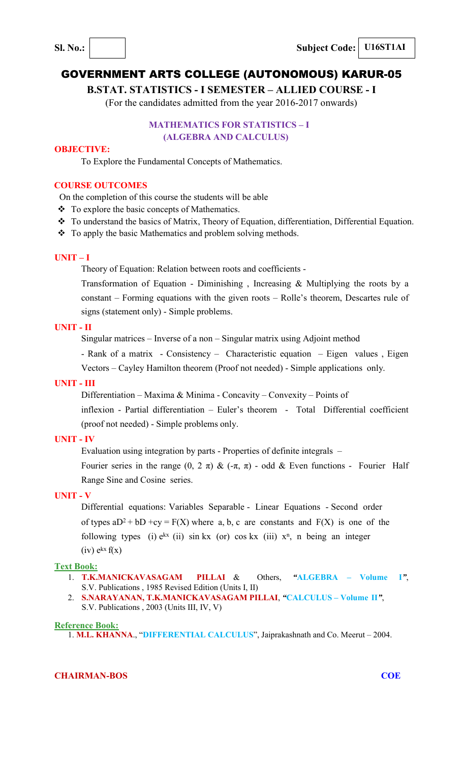**Sl. No.:** | **Subject Code:** U16ST1AI

# GOVERNMENT ARTS COLLEGE (AUTONOMOUS) KARUR-05

## B.STAT. STATISTICS - I SEMESTER – ALLIED COURSE - I

(For the candidates admitted from the year 2016-2017 onwards)

### MATHEMATICS FOR STATISTICS – I
### (ALGEBRA AND CALCULUS)

**OBJECTIVE:**

To Explore the Fundamental Concepts of Mathematics.

**COURSE OUTCOMES**

On the completion of this course the students will be able

- To explore the basic concepts of Mathematics.
- To understand the basics of Matrix, Theory of Equation, differentiation, Differential Equation.
- To apply the basic Mathematics and problem solving methods.

**UNIT – I**

Theory of Equation: Relation between roots and coefficients -

Transformation of Equation - Diminishing , Increasing & Multiplying the roots by a constant – Forming equations with the given roots – Rolle's theorem, Descartes rule of signs (statement only) - Simple problems.

**UNIT - II**

Singular matrices – Inverse of a non – Singular matrix using Adjoint method

- Rank of a matrix - Consistency – Characteristic equation – Eigen values , Eigen Vectors – Cayley Hamilton theorem (Proof not needed) - Simple applications only.

**UNIT - III**

Differentiation – Maxima & Minima - Concavity – Convexity – Points of

inflexion - Partial differentiation – Euler's theorem - Total Differential coefficient (proof not needed) - Simple problems only.

**UNIT - IV**

Evaluation using integration by parts - Properties of definite integrals –

Fourier series in the range $(0, 2\pi)$ & $(-\pi, \pi)$ - odd & Even functions - Fourier Half Range Sine and Cosine series.

**UNIT - V**

Differential equations: Variables Separable - Linear Equations - Second order

of types $aD^2 + bD + cy = F(X)$ where a, b, c are constants and $F(X)$ is one of the following types (i) $e^{kx}$ (ii) $\sin kx$ (or) $\cos kx$ (iii) $x^n$, n being an integer

(iv) $e^{kx} f(x)$

**Text Book:**

1. **T.K.MANICKAVASAGAM PILLAI** & Others, "**ALGEBRA – Volume I**", S.V. Publications , 1985 Revised Edition (Units I, II)
2. **S.NARAYANAN, T.K.MANICKAVASAGAM PILLAI**, "**CALCULUS – Volume II**", S.V. Publications , 2003 (Units III, IV, V)

**Reference Book:**

1. **M.L. KHANNA**., "**DIFFERENTIAL CALCULUS**", Jaiprakashnath and Co. Meerut – 2004.

**CHAIRMAN-BOS** | **COE**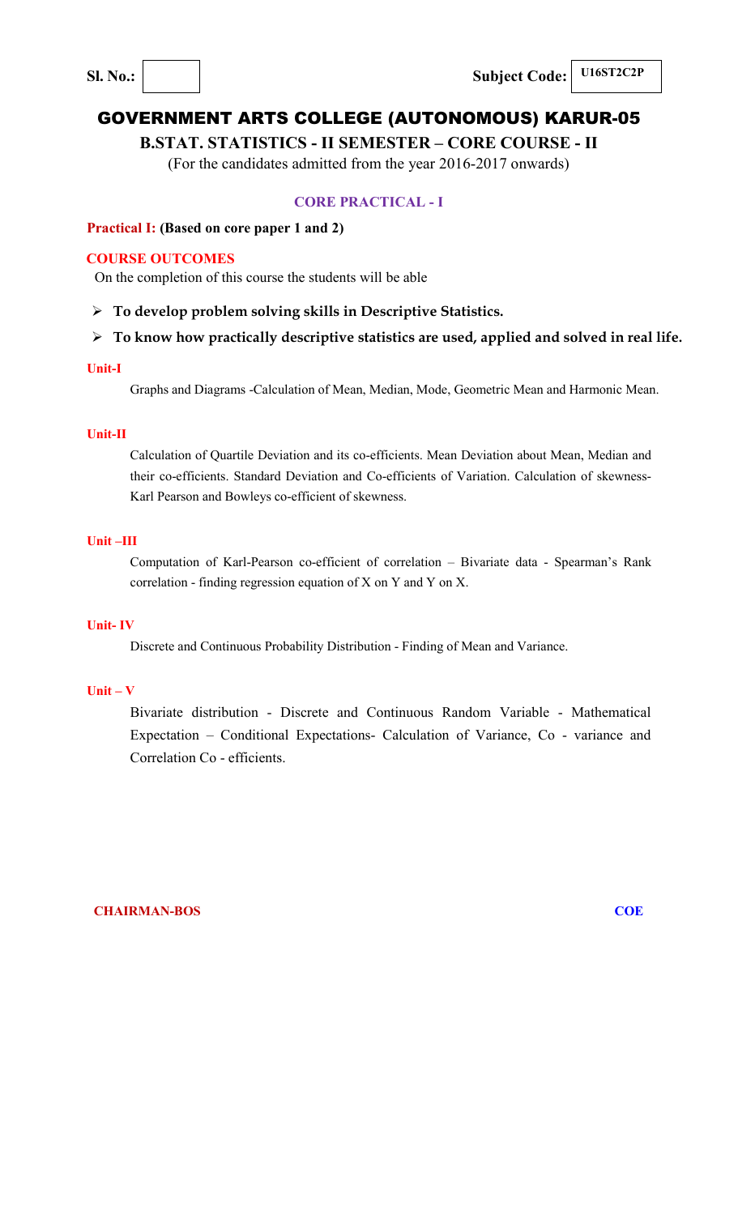**Sl. No.:** | **Subject Code:** U16ST2C2P

# GOVERNMENT ARTS COLLEGE (AUTONOMOUS) KARUR-05

## B.STAT. STATISTICS - II SEMESTER – CORE COURSE - II

(For the candidates admitted from the year 2016-2017 onwards)

### CORE PRACTICAL - I

**Practical I: (Based on core paper 1 and 2)**

**COURSE OUTCOMES**

On the completion of this course the students will be able

- **To develop problem solving skills in Descriptive Statistics.**
- **To know how practically descriptive statistics are used, applied and solved in real life.**

**Unit-I**

Graphs and Diagrams -Calculation of Mean, Median, Mode, Geometric Mean and Harmonic Mean.

**Unit-II**

Calculation of Quartile Deviation and its co-efficients. Mean Deviation about Mean, Median and their co-efficients. Standard Deviation and Co-efficients of Variation. Calculation of skewness- Karl Pearson and Bowleys co-efficient of skewness.

**Unit –III**

Computation of Karl-Pearson co-efficient of correlation – Bivariate data - Spearman's Rank correlation - finding regression equation of X on Y and Y on X.

**Unit- IV**

Discrete and Continuous Probability Distribution - Finding of Mean and Variance.

**Unit – V**

Bivariate distribution - Discrete and Continuous Random Variable - Mathematical Expectation – Conditional Expectations- Calculation of Variance, Co - variance and Correlation Co - efficients.

**CHAIRMAN-BOS** **COE**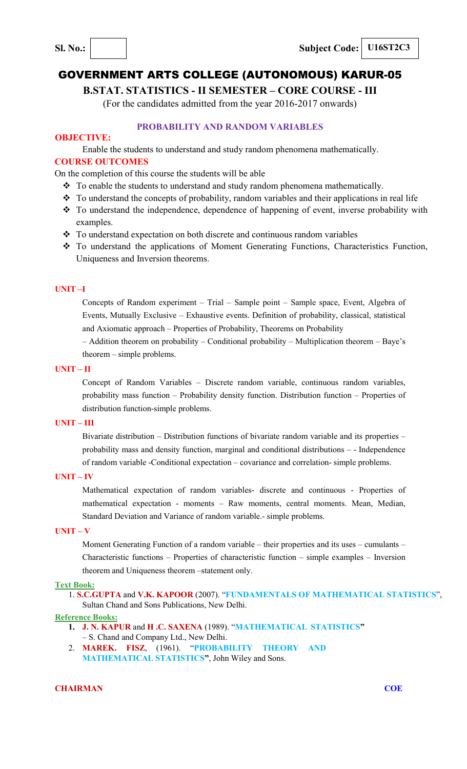**Sl. No.:** | **Subject Code:** U16ST2C3

# GOVERNMENT ARTS COLLEGE (AUTONOMOUS) KARUR-05

## B.STAT. STATISTICS - II SEMESTER – CORE COURSE - III

(For the candidates admitted from the year 2016-2017 onwards)

### PROBABILITY AND RANDOM VARIABLES

**OBJECTIVE:**

Enable the students to understand and study random phenomena mathematically.

**COURSE OUTCOMES**

On the completion of this course the students will be able

- To enable the students to understand and study random phenomena mathematically.
- To understand the concepts of probability, random variables and their applications in real life
- To understand the independence, dependence of happening of event, inverse probability with examples.
- To understand expectation on both discrete and continuous random variables
- To understand the applications of Moment Generating Functions, Characteristics Function, Uniqueness and Inversion theorems.

**UNIT –I**

Concepts of Random experiment – Trial – Sample point – Sample space, Event, Algebra of Events, Mutually Exclusive – Exhaustive events. Definition of probability, classical, statistical and Axiomatic approach – Properties of Probability, Theorems on Probability – Addition theorem on probability – Conditional probability – Multiplication theorem – Baye's theorem – simple problems.

**UNIT – II**

Concept of Random Variables – Discrete random variable, continuous random variables, probability mass function – Probability density function. Distribution function – Properties of distribution function-simple problems.

**UNIT – III**

Bivariate distribution – Distribution functions of bivariate random variable and its properties – probability mass and density function, marginal and conditional distributions – - Independence of random variable -Conditional expectation – covariance and correlation- simple problems.

**UNIT – IV**

Mathematical expectation of random variables- discrete and continuous - Properties of mathematical expectation - moments – Raw moments, central moments. Mean, Median, Standard Deviation and Variance of random variable.- simple problems.

**UNIT – V**

Moment Generating Function of a random variable – their properties and its uses – cumulants – Characteristic functions – Properties of characteristic function – simple examples – Inversion theorem and Uniqueness theorem –statement only.

**Text Book:**

1. **S.C.GUPTA** and **V.K. KAPOOR** (2007). "**FUNDAMENTALS OF MATHEMATICAL STATISTICS**", Sultan Chand and Sons Publications, New Delhi.

**Reference Books:**

1. **J. N. KAPUR** and **H .C. SAXENA** (1989). "**MATHEMATICAL STATISTICS**" – S. Chand and Company Ltd., New Delhi.
2. **MAREK. FISZ**, (1961). "**PROBABILITY THEORY AND MATHEMATICAL STATISTICS**", John Wiley and Sons.

**CHAIRMAN** | **COE**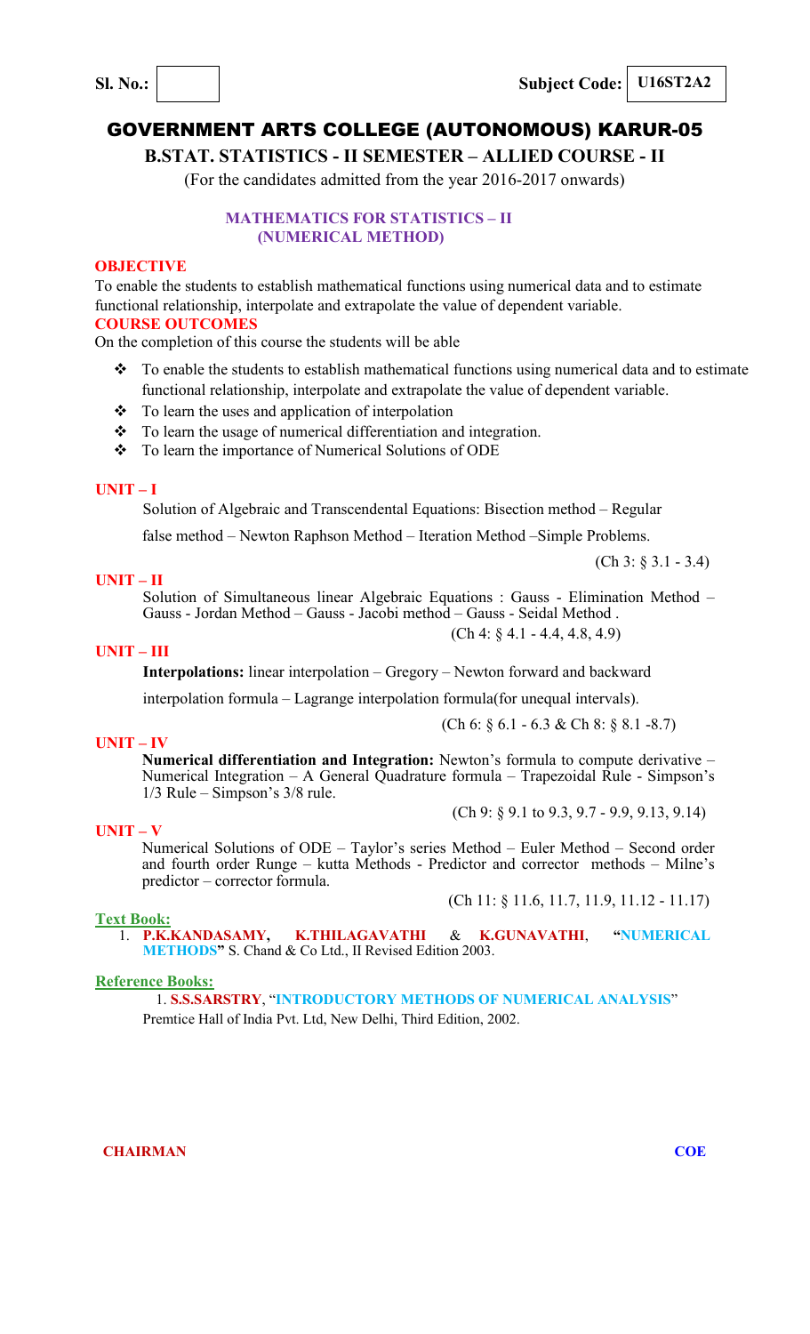**Sl. No.:** | | **Subject Code:** **U16ST2A2**

# GOVERNMENT ARTS COLLEGE (AUTONOMOUS) KARUR-05

## B.STAT. STATISTICS - II SEMESTER – ALLIED COURSE - II

(For the candidates admitted from the year 2016-2017 onwards)

### MATHEMATICS FOR STATISTICS – II (NUMERICAL METHOD)

**OBJECTIVE**

To enable the students to establish mathematical functions using numerical data and to estimate functional relationship, interpolate and extrapolate the value of dependent variable.

**COURSE OUTCOMES**

On the completion of this course the students will be able

- To enable the students to establish mathematical functions using numerical data and to estimate functional relationship, interpolate and extrapolate the value of dependent variable.
- To learn the uses and application of interpolation
- To learn the usage of numerical differentiation and integration.
- To learn the importance of Numerical Solutions of ODE

**UNIT – I**

Solution of Algebraic and Transcendental Equations: Bisection method – Regular false method – Newton Raphson Method – Iteration Method –Simple Problems.

(Ch 3: § 3.1 - 3.4)

**UNIT – II**

Solution of Simultaneous linear Algebraic Equations : Gauss - Elimination Method – Gauss - Jordan Method – Gauss - Jacobi method – Gauss - Seidal Method .

(Ch 4: § 4.1 - 4.4, 4.8, 4.9)

**UNIT – III**

**Interpolations:** linear interpolation – Gregory – Newton forward and backward interpolation formula – Lagrange interpolation formula(for unequal intervals).

(Ch 6: § 6.1 - 6.3 & Ch 8: § 8.1 -8.7)

**UNIT – IV**

**Numerical differentiation and Integration:** Newton's formula to compute derivative – Numerical Integration – A General Quadrature formula – Trapezoidal Rule - Simpson's 1/3 Rule – Simpson's 3/8 rule.

(Ch 9: § 9.1 to 9.3, 9.7 - 9.9, 9.13, 9.14)

**UNIT – V**

Numerical Solutions of ODE – Taylor's series Method – Euler Method – Second order and fourth order Runge – kutta Methods - Predictor and corrector methods – Milne's predictor – corrector formula.

(Ch 11: § 11.6, 11.7, 11.9, 11.12 - 11.17)

**Text Book:**

1. **P.K.KANDASAMY, K.THILAGAVATHI & K.GUNAVATHI**, "**NUMERICAL METHODS**" S. Chand & Co Ltd., II Revised Edition 2003.

**Reference Books:**

1. **S.S.SARSTRY**, "**INTRODUCTORY METHODS OF NUMERICAL ANALYSIS**" Premtice Hall of India Pvt. Ltd, New Delhi, Third Edition, 2002.

**CHAIRMAN** **COE**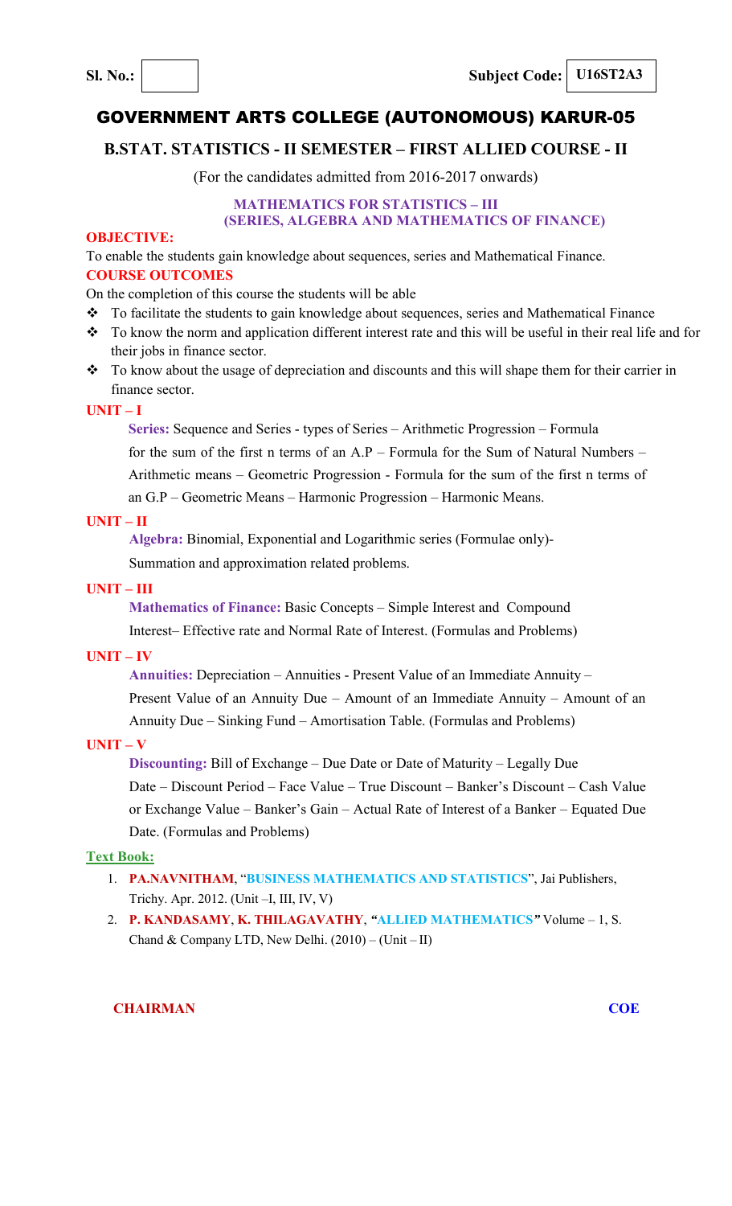**Sl. No.:** &nbsp;&nbsp;&nbsp;&nbsp;&nbsp;&nbsp;&nbsp;&nbsp;&nbsp;&nbsp; **Subject Code: U16ST2A3**

# GOVERNMENT ARTS COLLEGE (AUTONOMOUS) KARUR-05

## B.STAT. STATISTICS - II SEMESTER – FIRST ALLIED COURSE - II

(For the candidates admitted from 2016-2017 onwards)

### MATHEMATICS FOR STATISTICS – III
### (SERIES, ALGEBRA AND MATHEMATICS OF FINANCE)

**OBJECTIVE:**

To enable the students gain knowledge about sequences, series and Mathematical Finance.

**COURSE OUTCOMES**

On the completion of this course the students will be able

- To facilitate the students to gain knowledge about sequences, series and Mathematical Finance
- To know the norm and application different interest rate and this will be useful in their real life and for their jobs in finance sector.
- To know about the usage of depreciation and discounts and this will shape them for their carrier in finance sector.

**UNIT – I**

**Series:** Sequence and Series - types of Series – Arithmetic Progression – Formula for the sum of the first n terms of an A.P – Formula for the Sum of Natural Numbers – Arithmetic means – Geometric Progression - Formula for the sum of the first n terms of an G.P – Geometric Means – Harmonic Progression – Harmonic Means.

**UNIT – II**

**Algebra:** Binomial, Exponential and Logarithmic series (Formulae only)- Summation and approximation related problems.

**UNIT – III**

**Mathematics of Finance:** Basic Concepts – Simple Interest and Compound Interest– Effective rate and Normal Rate of Interest. (Formulas and Problems)

**UNIT – IV**

**Annuities:** Depreciation – Annuities - Present Value of an Immediate Annuity – Present Value of an Annuity Due – Amount of an Immediate Annuity – Amount of an Annuity Due – Sinking Fund – Amortisation Table. (Formulas and Problems)

**UNIT – V**

**Discounting:** Bill of Exchange – Due Date or Date of Maturity – Legally Due Date – Discount Period – Face Value – True Discount – Banker's Discount – Cash Value or Exchange Value – Banker's Gain – Actual Rate of Interest of a Banker – Equated Due Date. (Formulas and Problems)

**Text Book:**

1. **PA.NAVNITHAM**, "**BUSINESS MATHEMATICS AND STATISTICS**", Jai Publishers, Trichy. Apr. 2012. (Unit –I, III, IV, V)
2. **P. KANDASAMY**, **K. THILAGAVATHY**, ***"ALLIED MATHEMATICS"*** Volume – 1, S. Chand & Company LTD, New Delhi. (2010) – (Unit – II)

**CHAIRMAN** &nbsp;&nbsp;&nbsp;&nbsp;&nbsp;&nbsp;&nbsp;&nbsp;&nbsp;&nbsp; **COE**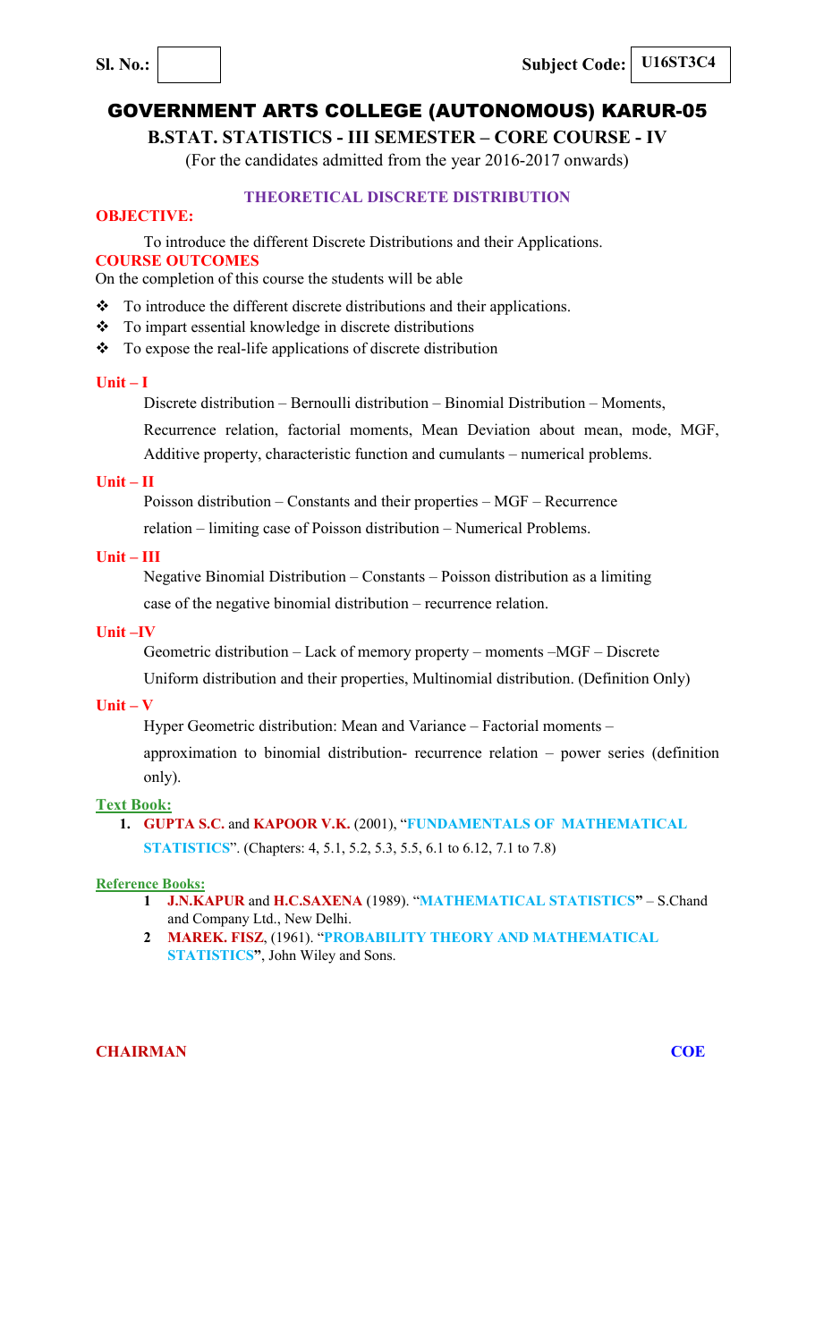**Sl. No.:** | | **Subject Code:** U16ST3C4

# GOVERNMENT ARTS COLLEGE (AUTONOMOUS) KARUR-05

## B.STAT. STATISTICS - III SEMESTER – CORE COURSE - IV

(For the candidates admitted from the year 2016-2017 onwards)

### THEORETICAL DISCRETE DISTRIBUTION

**OBJECTIVE:**

To introduce the different Discrete Distributions and their Applications.

**COURSE OUTCOMES**

On the completion of this course the students will be able

- To introduce the different discrete distributions and their applications.
- To impart essential knowledge in discrete distributions
- To expose the real-life applications of discrete distribution

**Unit – I**

Discrete distribution – Bernoulli distribution – Binomial Distribution – Moments, Recurrence relation, factorial moments, Mean Deviation about mean, mode, MGF, Additive property, characteristic function and cumulants – numerical problems.

**Unit – II**

Poisson distribution – Constants and their properties – MGF – Recurrence relation – limiting case of Poisson distribution – Numerical Problems.

**Unit – III**

Negative Binomial Distribution – Constants – Poisson distribution as a limiting case of the negative binomial distribution – recurrence relation.

**Unit –IV**

Geometric distribution – Lack of memory property – moments –MGF – Discrete Uniform distribution and their properties, Multinomial distribution. (Definition Only)

**Unit – V**

Hyper Geometric distribution: Mean and Variance – Factorial moments – approximation to binomial distribution- recurrence relation – power series (definition only).

**Text Book:**

1. **GUPTA S.C.** and **KAPOOR V.K.** (2001), "**FUNDAMENTALS OF MATHEMATICAL STATISTICS**". (Chapters: 4, 5.1, 5.2, 5.3, 5.5, 6.1 to 6.12, 7.1 to 7.8)

**Reference Books:**

1. **J.N.KAPUR** and **H.C.SAXENA** (1989). "**MATHEMATICAL STATISTICS**" – S.Chand and Company Ltd., New Delhi.
2. **MAREK. FISZ**, (1961). "**PROBABILITY THEORY AND MATHEMATICAL STATISTICS**", John Wiley and Sons.

**CHAIRMAN** **COE**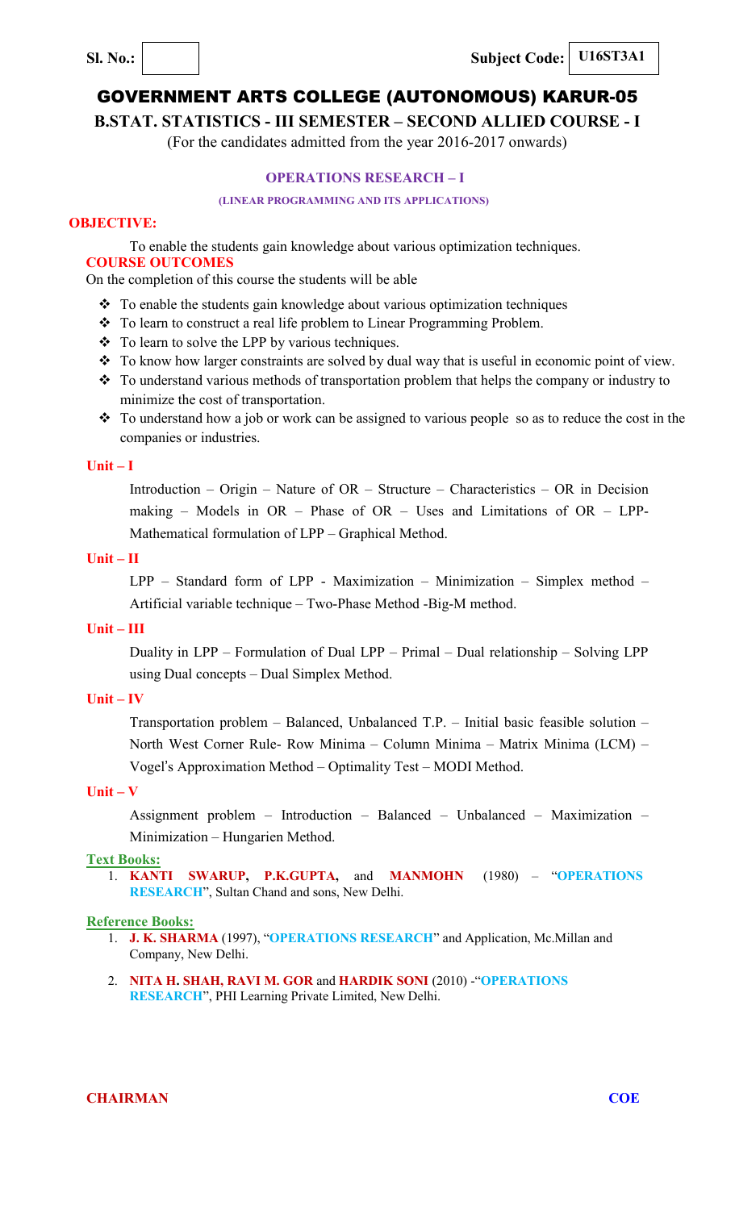**Sl. No.:** 　　　　**Subject Code: U16ST3A1**

# GOVERNMENT ARTS COLLEGE (AUTONOMOUS) KARUR-05

## B.STAT. STATISTICS - III SEMESTER – SECOND ALLIED COURSE - I

(For the candidates admitted from the year 2016-2017 onwards)

### OPERATIONS RESEARCH – I

**(LINEAR PROGRAMMING AND ITS APPLICATIONS)**

**OBJECTIVE:**

To enable the students gain knowledge about various optimization techniques.

**COURSE OUTCOMES**

On the completion of this course the students will be able

- To enable the students gain knowledge about various optimization techniques
- To learn to construct a real life problem to Linear Programming Problem.
- To learn to solve the LPP by various techniques.
- To know how larger constraints are solved by dual way that is useful in economic point of view.
- To understand various methods of transportation problem that helps the company or industry to minimize the cost of transportation.
- To understand how a job or work can be assigned to various people so as to reduce the cost in the companies or industries.

**Unit – I**

Introduction – Origin – Nature of OR – Structure – Characteristics – OR in Decision making – Models in OR – Phase of OR – Uses and Limitations of OR – LPP- Mathematical formulation of LPP – Graphical Method.

**Unit – II**

LPP – Standard form of LPP - Maximization – Minimization – Simplex method – Artificial variable technique – Two-Phase Method -Big-M method.

**Unit – III**

Duality in LPP – Formulation of Dual LPP – Primal – Dual relationship – Solving LPP using Dual concepts – Dual Simplex Method.

**Unit – IV**

Transportation problem – Balanced, Unbalanced T.P. – Initial basic feasible solution – North West Corner Rule- Row Minima – Column Minima – Matrix Minima (LCM) – Vogel's Approximation Method – Optimality Test – MODI Method.

**Unit – V**

Assignment problem – Introduction – Balanced – Unbalanced – Maximization – Minimization – Hungarien Method.

**Text Books:**

1. **KANTI SWARUP, P.K.GUPTA,** and **MANMOHN** (1980) – "**OPERATIONS RESEARCH**", Sultan Chand and sons, New Delhi.

**Reference Books:**

1. **J. K. SHARMA** (1997), "**OPERATIONS RESEARCH**" and Application, Mc.Millan and Company, New Delhi.
2. **NITA H. SHAH, RAVI M. GOR** and **HARDIK SONI** (2010) -"**OPERATIONS RESEARCH**", PHI Learning Private Limited, New Delhi.

**CHAIRMAN** 　　　　**COE**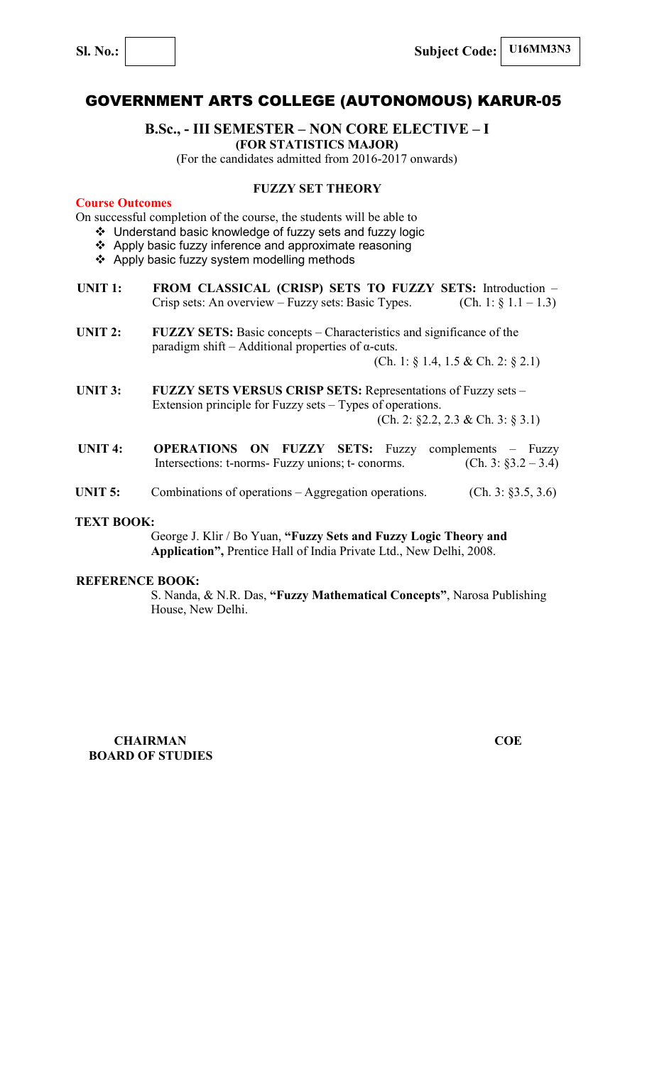**Sl. No.:** | **Subject Code:** U16MM3N3

# GOVERNMENT ARTS COLLEGE (AUTONOMOUS) KARUR-05

## B.Sc., - III SEMESTER – NON CORE ELECTIVE – I

**(FOR STATISTICS MAJOR)**

(For the candidates admitted from 2016-2017 onwards)

### FUZZY SET THEORY

**Course Outcomes**

On successful completion of the course, the students will be able to

- Understand basic knowledge of fuzzy sets and fuzzy logic
- Apply basic fuzzy inference and approximate reasoning
- Apply basic fuzzy system modelling methods

**UNIT 1:** **FROM CLASSICAL (CRISP) SETS TO FUZZY SETS:** Introduction – Crisp sets: An overview – Fuzzy sets: Basic Types. (Ch. 1: § 1.1 – 1.3)

**UNIT 2:** **FUZZY SETS:** Basic concepts – Characteristics and significance of the paradigm shift – Additional properties of α-cuts. (Ch. 1: § 1.4, 1.5 & Ch. 2: § 2.1)

**UNIT 3:** **FUZZY SETS VERSUS CRISP SETS:** Representations of Fuzzy sets – Extension principle for Fuzzy sets – Types of operations. (Ch. 2: §2.2, 2.3 & Ch. 3: § 3.1)

**UNIT 4:** **OPERATIONS ON FUZZY SETS:** Fuzzy complements – Fuzzy Intersections: t-norms- Fuzzy unions; t- conorms. (Ch. 3: §3.2 – 3.4)

**UNIT 5:** Combinations of operations – Aggregation operations. (Ch. 3: §3.5, 3.6)

**TEXT BOOK:**

George J. Klir / Bo Yuan, **"Fuzzy Sets and Fuzzy Logic Theory and Application",** Prentice Hall of India Private Ltd., New Delhi, 2008.

**REFERENCE BOOK:**

S. Nanda, & N.R. Das, **"Fuzzy Mathematical Concepts"**, Narosa Publishing House, New Delhi.

**CHAIRMAN BOARD OF STUDIES** | **COE**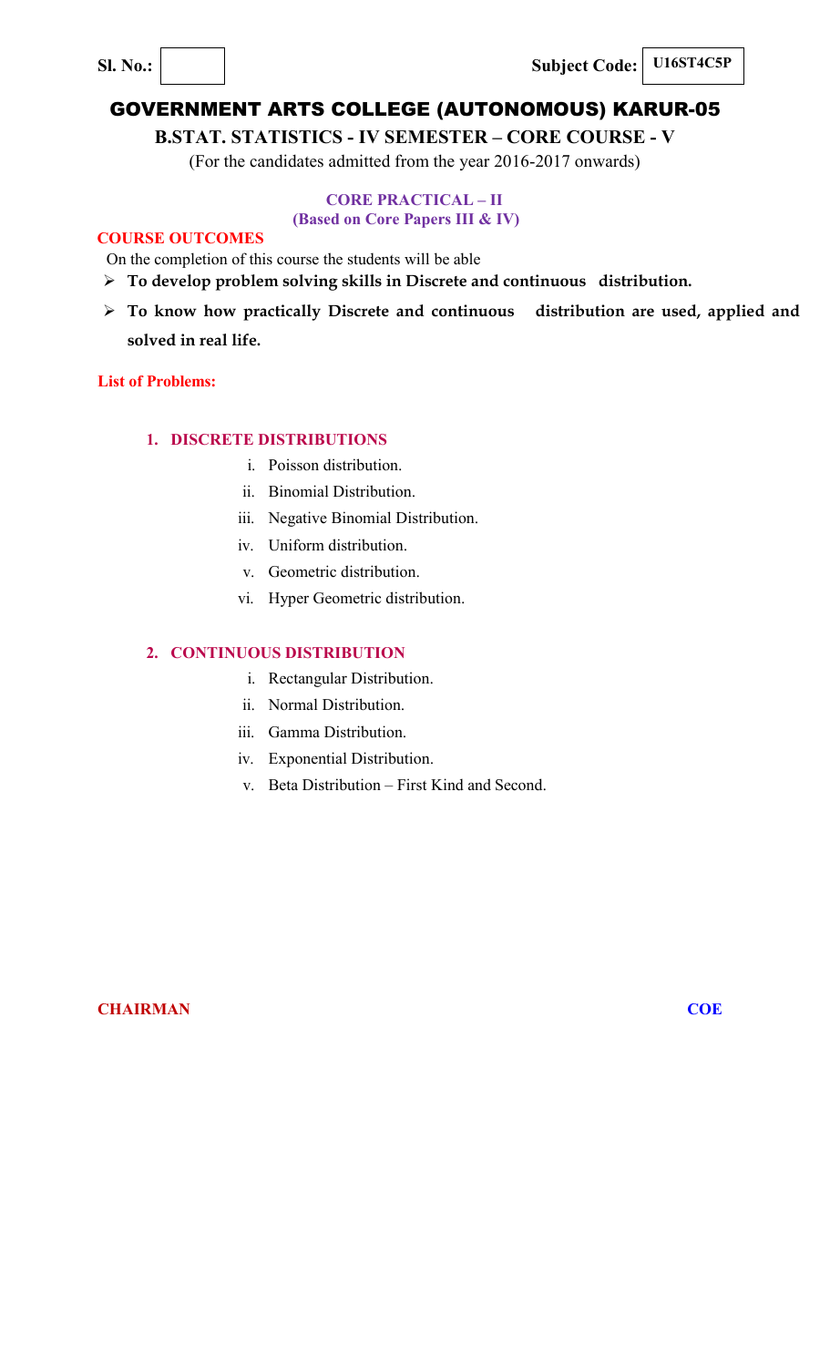**Sl. No.:** &nbsp;&nbsp;&nbsp;&nbsp;&nbsp;&nbsp;&nbsp;&nbsp;&nbsp;&nbsp;&nbsp;&nbsp;&nbsp;&nbsp;&nbsp;&nbsp;&nbsp;&nbsp;&nbsp;&nbsp;&nbsp;&nbsp;&nbsp;&nbsp;&nbsp;&nbsp;&nbsp;&nbsp;&nbsp;&nbsp;&nbsp;&nbsp;&nbsp;&nbsp;&nbsp;&nbsp;&nbsp;&nbsp;&nbsp;&nbsp; **Subject Code: U16ST4C5P**

# GOVERNMENT ARTS COLLEGE (AUTONOMOUS) KARUR-05

## B.STAT. STATISTICS - IV SEMESTER – CORE COURSE - V

(For the candidates admitted from the year 2016-2017 onwards)

### CORE PRACTICAL – II
**(Based on Core Papers III & IV)**

**COURSE OUTCOMES**

On the completion of this course the students will be able

- **To develop problem solving skills in Discrete and continuous distribution.**
- **To know how practically Discrete and continuous distribution are used, applied and solved in real life.**

**List of Problems:**

**1. DISCRETE DISTRIBUTIONS**

i. Poisson distribution.
ii. Binomial Distribution.
iii. Negative Binomial Distribution.
iv. Uniform distribution.
v. Geometric distribution.
vi. Hyper Geometric distribution.

**2. CONTINUOUS DISTRIBUTION**

i. Rectangular Distribution.
ii. Normal Distribution.
iii. Gamma Distribution.
iv. Exponential Distribution.
v. Beta Distribution – First Kind and Second.

**CHAIRMAN** &nbsp;&nbsp;&nbsp;&nbsp;&nbsp;&nbsp;&nbsp;&nbsp;&nbsp;&nbsp;&nbsp;&nbsp;&nbsp;&nbsp;&nbsp;&nbsp;&nbsp;&nbsp;&nbsp;&nbsp;&nbsp;&nbsp;&nbsp;&nbsp;&nbsp;&nbsp;&nbsp;&nbsp;&nbsp;&nbsp;&nbsp;&nbsp;&nbsp;&nbsp;&nbsp;&nbsp;&nbsp;&nbsp;&nbsp;&nbsp; **COE**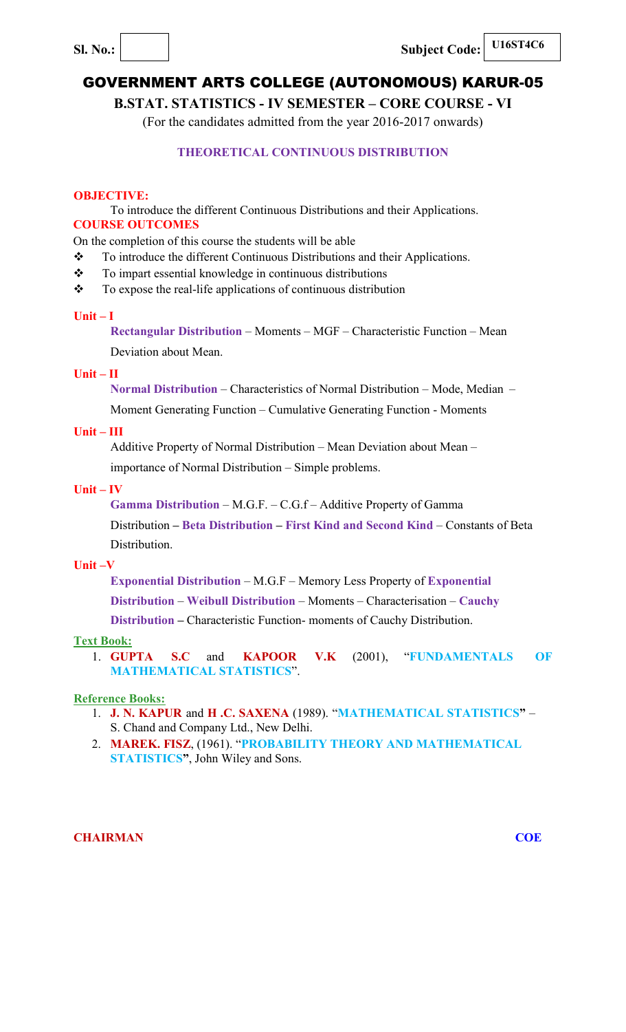**Sl. No.:** | | **Subject Code:** U16ST4C6

# GOVERNMENT ARTS COLLEGE (AUTONOMOUS) KARUR-05

## B.STAT. STATISTICS - IV SEMESTER – CORE COURSE - VI

(For the candidates admitted from the year 2016-2017 onwards)

### THEORETICAL CONTINUOUS DISTRIBUTION

**OBJECTIVE:**

To introduce the different Continuous Distributions and their Applications.

**COURSE OUTCOMES**

On the completion of this course the students will be able

- To introduce the different Continuous Distributions and their Applications.
- To impart essential knowledge in continuous distributions
- To expose the real-life applications of continuous distribution

**Unit – I**

**Rectangular Distribution** – Moments – MGF – Characteristic Function – Mean Deviation about Mean.

**Unit – II**

**Normal Distribution** – Characteristics of Normal Distribution – Mode, Median – Moment Generating Function – Cumulative Generating Function - Moments

**Unit – III**

Additive Property of Normal Distribution – Mean Deviation about Mean – importance of Normal Distribution – Simple problems.

**Unit – IV**

**Gamma Distribution** – M.G.F. – C.G.f – Additive Property of Gamma Distribution **–** **Beta Distribution – First Kind and Second Kind** – Constants of Beta Distribution.

**Unit –V**

**Exponential Distribution** – M.G.F – Memory Less Property of **Exponential Distribution** – **Weibull Distribution** – Moments – Characterisation – **Cauchy Distribution –** Characteristic Function- moments of Cauchy Distribution.

**Text Book:**

1. **GUPTA S.C** and **KAPOOR V.K** (2001), "**FUNDAMENTALS OF MATHEMATICAL STATISTICS**".

**Reference Books:**

1. **J. N. KAPUR** and **H .C. SAXENA** (1989). "**MATHEMATICAL STATISTICS"** – S. Chand and Company Ltd., New Delhi.
2. **MAREK. FISZ**, (1961). "**PROBABILITY THEORY AND MATHEMATICAL STATISTICS"**, John Wiley and Sons.

**CHAIRMAN** **COE**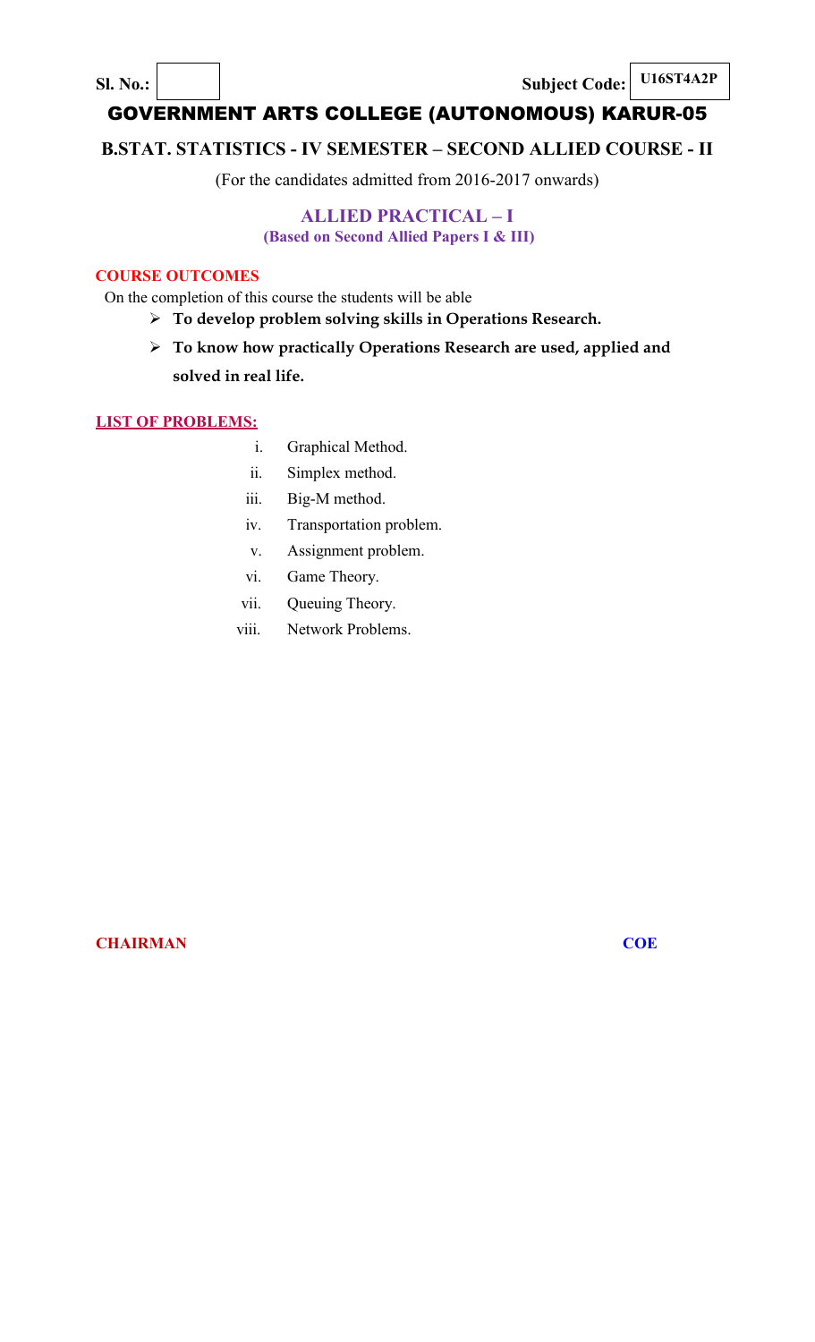Sl. No.: Subject Code: U16ST4A2P

# GOVERNMENT ARTS COLLEGE (AUTONOMOUS) KARUR-05

## B.STAT. STATISTICS - IV SEMESTER – SECOND ALLIED COURSE - II

(For the candidates admitted from 2016-2017 onwards)

### ALLIED PRACTICAL – I

**(Based on Second Allied Papers I & III)**

**COURSE OUTCOMES**

On the completion of this course the students will be able

- **To develop problem solving skills in Operations Research.**
- **To know how practically Operations Research are used, applied and solved in real life.**

**LIST OF PROBLEMS:**

- i. Graphical Method.
- ii. Simplex method.
- iii. Big-M method.
- iv. Transportation problem.
- v. Assignment problem.
- vi. Game Theory.
- vii. Queuing Theory.
- viii. Network Problems.

**CHAIRMAN** **COE**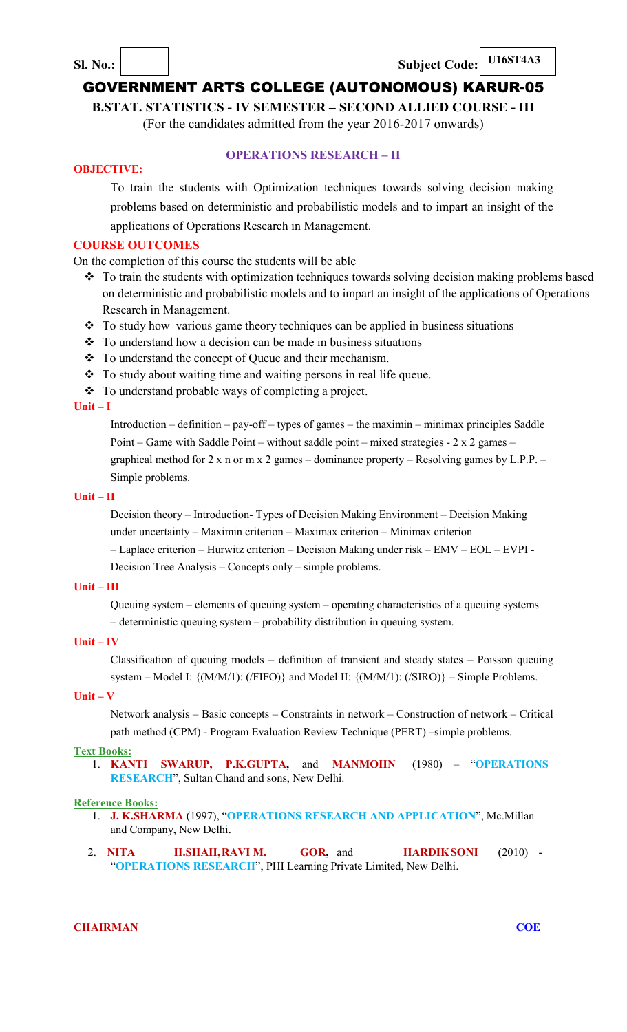**Sl. No.:** &nbsp;&nbsp;&nbsp;&nbsp; **Subject Code: U16ST4A3**

# GOVERNMENT ARTS COLLEGE (AUTONOMOUS) KARUR-05

**B.STAT. STATISTICS - IV SEMESTER – SECOND ALLIED COURSE - III**

(For the candidates admitted from the year 2016-2017 onwards)

## OPERATIONS RESEARCH – II

**OBJECTIVE:**

To train the students with Optimization techniques towards solving decision making problems based on deterministic and probabilistic models and to impart an insight of the applications of Operations Research in Management.

**COURSE OUTCOMES**

On the completion of this course the students will be able

- To train the students with optimization techniques towards solving decision making problems based on deterministic and probabilistic models and to impart an insight of the applications of Operations Research in Management.
- To study how various game theory techniques can be applied in business situations
- To understand how a decision can be made in business situations
- To understand the concept of Queue and their mechanism.
- To study about waiting time and waiting persons in real life queue.
- To understand probable ways of completing a project.

**Unit – I**

Introduction – definition – pay-off – types of games – the maximin – minimax principles Saddle Point – Game with Saddle Point – without saddle point – mixed strategies - 2 x 2 games – graphical method for 2 x n or m x 2 games – dominance property – Resolving games by L.P.P. – Simple problems.

**Unit – II**

Decision theory – Introduction- Types of Decision Making Environment – Decision Making under uncertainty – Maximin criterion – Maximax criterion – Minimax criterion – Laplace criterion – Hurwitz criterion – Decision Making under risk – EMV – EOL – EVPI - Decision Tree Analysis – Concepts only – simple problems.

**Unit – III**

Queuing system – elements of queuing system – operating characteristics of a queuing systems – deterministic queuing system – probability distribution in queuing system.

**Unit – IV**

Classification of queuing models – definition of transient and steady states – Poisson queuing system – Model I: {(M/M/1): (/FIFO)} and Model II: {(M/M/1): (/SIRO)} – Simple Problems.

**Unit – V**

Network analysis – Basic concepts – Constraints in network – Construction of network – Critical path method (CPM) - Program Evaluation Review Technique (PERT) –simple problems.

**Text Books:**

1. **KANTI SWARUP, P.K.GUPTA,** and **MANMOHN** (1980) – "**OPERATIONS RESEARCH**", Sultan Chand and sons, New Delhi.

**Reference Books:**

1. **J. K.SHARMA** (1997), "**OPERATIONS RESEARCH AND APPLICATION**", Mc.Millan and Company, New Delhi.
2. **NITA H.SHAH, RAVI M. GOR,** and **HARDIK SONI** (2010) - "**OPERATIONS RESEARCH**", PHI Learning Private Limited, New Delhi.

**CHAIRMAN** &nbsp;&nbsp;&nbsp;&nbsp; **COE**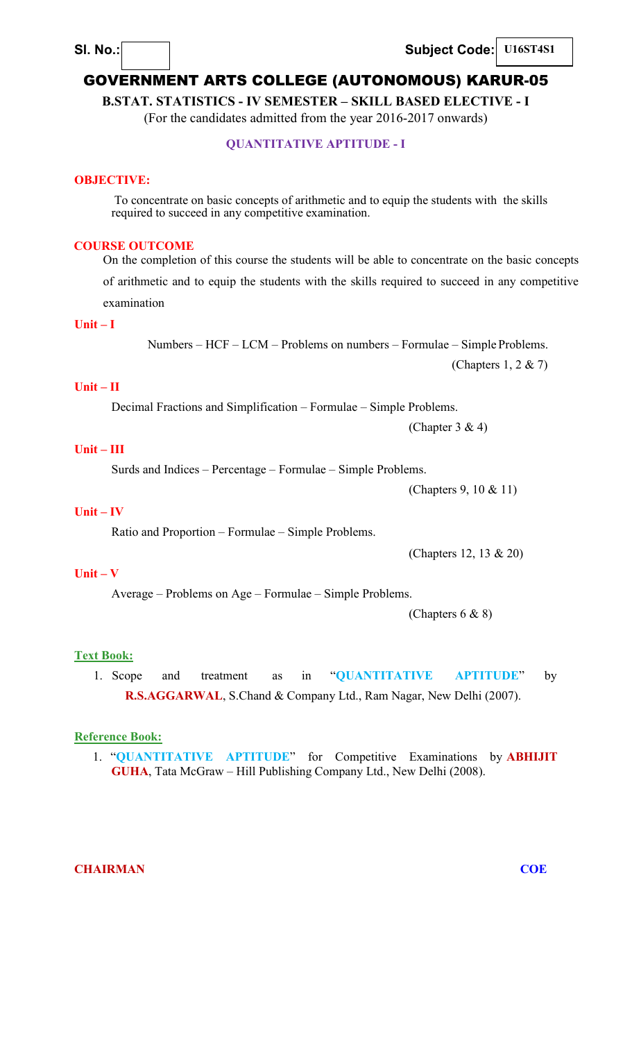Sl. No.: Subject Code: U16ST4S1

# GOVERNMENT ARTS COLLEGE (AUTONOMOUS) KARUR-05

**B.STAT. STATISTICS - IV SEMESTER – SKILL BASED ELECTIVE - I**

(For the candidates admitted from the year 2016-2017 onwards)

## QUANTITATIVE APTITUDE - I

**OBJECTIVE:**

To concentrate on basic concepts of arithmetic and to equip the students with the skills required to succeed in any competitive examination.

**COURSE OUTCOME**

On the completion of this course the students will be able to concentrate on the basic concepts of arithmetic and to equip the students with the skills required to succeed in any competitive examination

**Unit – I**

Numbers – HCF – LCM – Problems on numbers – Formulae – Simple Problems.

(Chapters 1, 2 & 7)

**Unit – II**

Decimal Fractions and Simplification – Formulae – Simple Problems.

(Chapter 3 & 4)

**Unit – III**

Surds and Indices – Percentage – Formulae – Simple Problems.

(Chapters 9, 10 & 11)

**Unit – IV**

Ratio and Proportion – Formulae – Simple Problems.

(Chapters 12, 13 & 20)

**Unit – V**

Average – Problems on Age – Formulae – Simple Problems.

(Chapters 6 & 8)

**Text Book:**

1. Scope and treatment as in "**QUANTITATIVE APTITUDE**" by **R.S.AGGARWAL**, S.Chand & Company Ltd., Ram Nagar, New Delhi (2007).

**Reference Book:**

1. "**QUANTITATIVE APTITUDE**" for Competitive Examinations by **ABHIJIT GUHA**, Tata McGraw – Hill Publishing Company Ltd., New Delhi (2008).

**CHAIRMAN** **COE**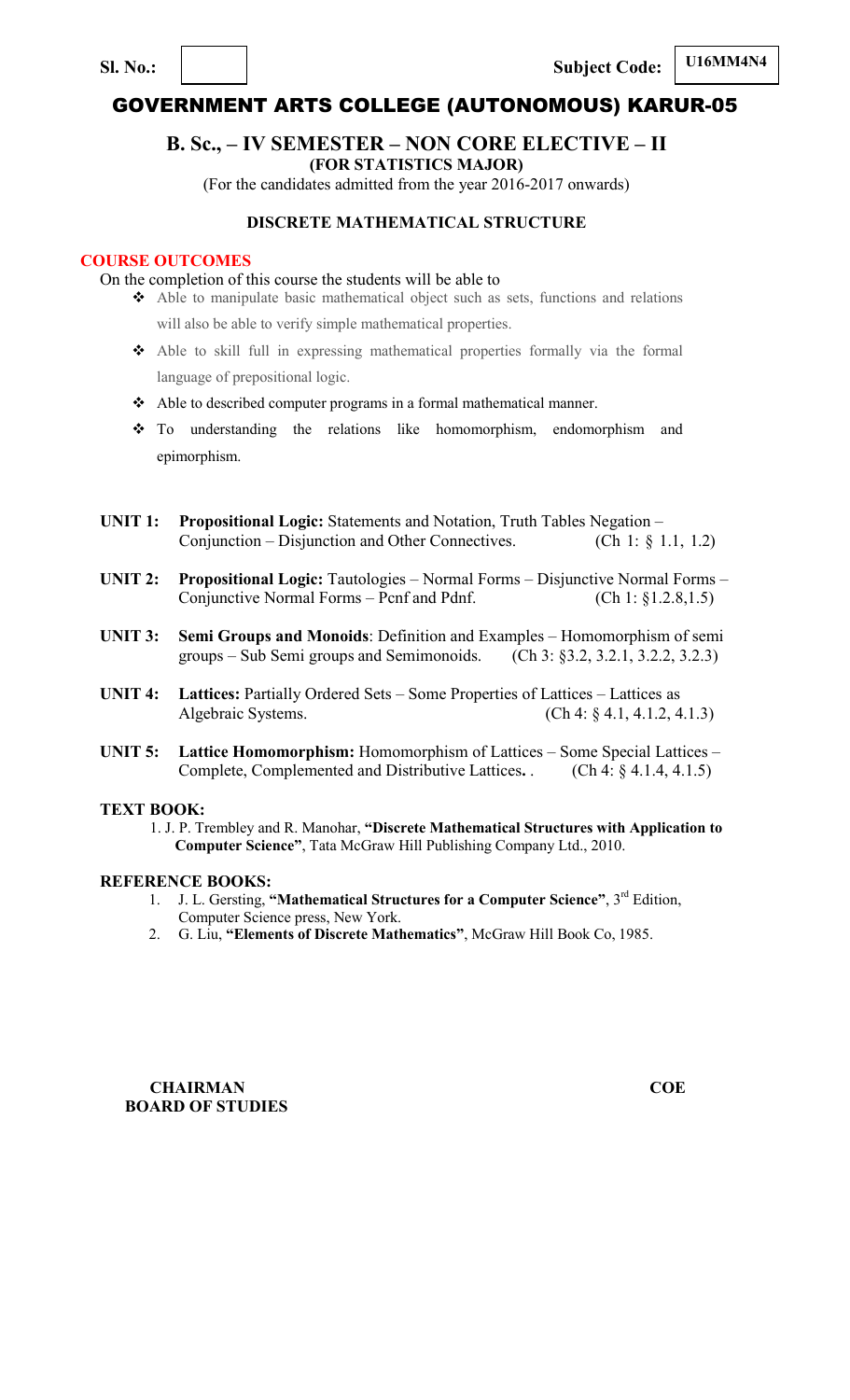**Sl. No.:** | | **Subject Code:** **U16MM4N4**

# GOVERNMENT ARTS COLLEGE (AUTONOMOUS) KARUR-05

## B. Sc., – IV SEMESTER – NON CORE ELECTIVE – II

**(FOR STATISTICS MAJOR)**

(For the candidates admitted from the year 2016-2017 onwards)

### DISCRETE MATHEMATICAL STRUCTURE

**COURSE OUTCOMES**

On the completion of this course the students will be able to

- ❖ Able to manipulate basic mathematical object such as sets, functions and relations will also be able to verify simple mathematical properties.
- ❖ Able to skill full in expressing mathematical properties formally via the formal language of prepositional logic.
- ❖ Able to described computer programs in a formal mathematical manner.
- ❖ To understanding the relations like homomorphism, endomorphism and epimorphism.

**UNIT 1:** **Propositional Logic:** Statements and Notation, Truth Tables Negation – Conjunction – Disjunction and Other Connectives. (Ch 1: § 1.1, 1.2)

**UNIT 2:** **Propositional Logic:** Tautologies – Normal Forms – Disjunctive Normal Forms – Conjunctive Normal Forms – Pcnf and Pdnf. (Ch 1: §1.2.8,1.5)

**UNIT 3:** **Semi Groups and Monoids**: Definition and Examples – Homomorphism of semi groups – Sub Semi groups and Semimonoids. (Ch 3: §3.2, 3.2.1, 3.2.2, 3.2.3)

**UNIT 4:** **Lattices:** Partially Ordered Sets – Some Properties of Lattices – Lattices as Algebraic Systems. (Ch 4: § 4.1, 4.1.2, 4.1.3)

**UNIT 5:** **Lattice Homomorphism:** Homomorphism of Lattices – Some Special Lattices – Complete, Complemented and Distributive Lattices. . (Ch 4: § 4.1.4, 4.1.5)

**TEXT BOOK:**

1. J. P. Trembley and R. Manohar, **"Discrete Mathematical Structures with Application to Computer Science"**, Tata McGraw Hill Publishing Company Ltd., 2010.

**REFERENCE BOOKS:**

1. J. L. Gersting, **"Mathematical Structures for a Computer Science"**, 3rd Edition, Computer Science press, New York.
2. G. Liu, **"Elements of Discrete Mathematics"**, McGraw Hill Book Co, 1985.

**CHAIRMAN** **COE**
**BOARD OF STUDIES**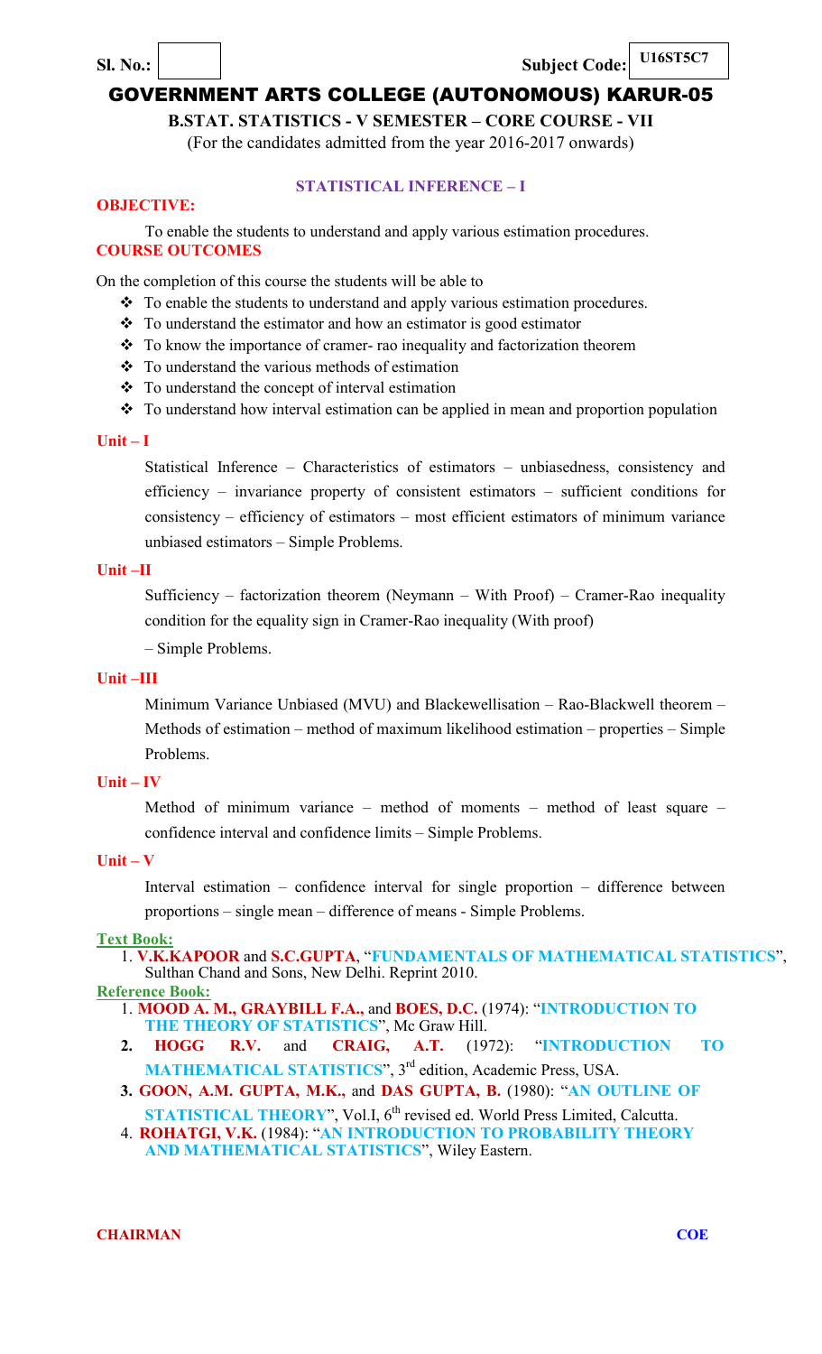**Sl. No.:** &nbsp;&nbsp;&nbsp;&nbsp;&nbsp;&nbsp;&nbsp;&nbsp;&nbsp;&nbsp; **Subject Code: U16ST5C7**

# GOVERNMENT ARTS COLLEGE (AUTONOMOUS) KARUR-05

**B.STAT. STATISTICS - V SEMESTER – CORE COURSE - VII**

(For the candidates admitted from the year 2016-2017 onwards)

## STATISTICAL INFERENCE – I

**OBJECTIVE:**

To enable the students to understand and apply various estimation procedures.

**COURSE OUTCOMES**

On the completion of this course the students will be able to

- To enable the students to understand and apply various estimation procedures.
- To understand the estimator and how an estimator is good estimator
- To know the importance of cramer- rao inequality and factorization theorem
- To understand the various methods of estimation
- To understand the concept of interval estimation
- To understand how interval estimation can be applied in mean and proportion population

**Unit – I**

Statistical Inference – Characteristics of estimators – unbiasedness, consistency and efficiency – invariance property of consistent estimators – sufficient conditions for consistency – efficiency of estimators – most efficient estimators of minimum variance unbiased estimators – Simple Problems.

**Unit –II**

Sufficiency – factorization theorem (Neymann – With Proof) – Cramer-Rao inequality condition for the equality sign in Cramer-Rao inequality (With proof)

– Simple Problems.

**Unit –III**

Minimum Variance Unbiased (MVU) and Blackewellisation – Rao-Blackwell theorem – Methods of estimation – method of maximum likelihood estimation – properties – Simple Problems.

**Unit – IV**

Method of minimum variance – method of moments – method of least square – confidence interval and confidence limits – Simple Problems.

**Unit – V**

Interval estimation – confidence interval for single proportion – difference between proportions – single mean – difference of means - Simple Problems.

**Text Book:**

1. **V.K.KAPOOR** and **S.C.GUPTA**, "**FUNDAMENTALS OF MATHEMATICAL STATISTICS**", Sulthan Chand and Sons, New Delhi. Reprint 2010.

**Reference Book:**

1. **MOOD A. M., GRAYBILL F.A.,** and **BOES, D.C.** (1974): "**INTRODUCTION TO THE THEORY OF STATISTICS**", Mc Graw Hill.
2. **HOGG R.V.** and **CRAIG, A.T.** (1972): "**INTRODUCTION TO MATHEMATICAL STATISTICS**", 3rd edition, Academic Press, USA.
3. **GOON, A.M. GUPTA, M.K.,** and **DAS GUPTA, B.** (1980): "**AN OUTLINE OF STATISTICAL THEORY**", Vol.I, 6th revised ed. World Press Limited, Calcutta.
4. **ROHATGI, V.K.** (1984): "**AN INTRODUCTION TO PROBABILITY THEORY AND MATHEMATICAL STATISTICS**", Wiley Eastern.

**CHAIRMAN** &nbsp;&nbsp;&nbsp;&nbsp;&nbsp;&nbsp;&nbsp;&nbsp;&nbsp;&nbsp; **COE**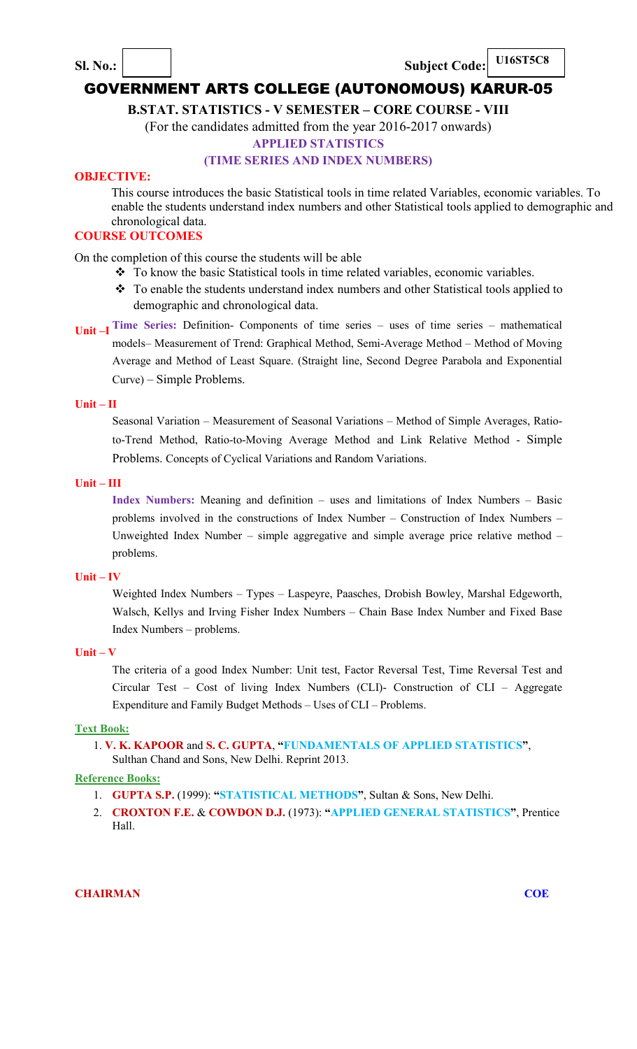**Sl. No.:** | **Subject Code:** U16ST5C8

# GOVERNMENT ARTS COLLEGE (AUTONOMOUS) KARUR-05

**B.STAT. STATISTICS - V SEMESTER – CORE COURSE - VIII**

(For the candidates admitted from the year 2016-2017 onwards)

**APPLIED STATISTICS**

**(TIME SERIES AND INDEX NUMBERS)**

**OBJECTIVE:**

This course introduces the basic Statistical tools in time related Variables, economic variables. To enable the students understand index numbers and other Statistical tools applied to demographic and chronological data.

**COURSE OUTCOMES**

On the completion of this course the students will be able

- To know the basic Statistical tools in time related variables, economic variables.
- To enable the students understand index numbers and other Statistical tools applied to demographic and chronological data.

**Unit –I** **Time Series:** Definition- Components of time series – uses of time series – mathematical models– Measurement of Trend: Graphical Method, Semi-Average Method – Method of Moving Average and Method of Least Square. (Straight line, Second Degree Parabola and Exponential Curve) – Simple Problems.

**Unit – II**

Seasonal Variation – Measurement of Seasonal Variations – Method of Simple Averages, Ratio-to-Trend Method, Ratio-to-Moving Average Method and Link Relative Method - Simple Problems. Concepts of Cyclical Variations and Random Variations.

**Unit – III**

**Index Numbers:** Meaning and definition – uses and limitations of Index Numbers – Basic problems involved in the constructions of Index Number – Construction of Index Numbers – Unweighted Index Number – simple aggregative and simple average price relative method – problems.

**Unit – IV**

Weighted Index Numbers – Types – Laspeyre, Paasches, Drobish Bowley, Marshal Edgeworth, Walsch, Kellys and Irving Fisher Index Numbers – Chain Base Index Number and Fixed Base Index Numbers – problems.

**Unit – V**

The criteria of a good Index Number: Unit test, Factor Reversal Test, Time Reversal Test and Circular Test – Cost of living Index Numbers (CLI)- Construction of CLI – Aggregate Expenditure and Family Budget Methods – Uses of CLI – Problems.

**Text Book:**

1. **V. K. KAPOOR** and **S. C. GUPTA**, **"FUNDAMENTALS OF APPLIED STATISTICS"**, Sulthan Chand and Sons, New Delhi. Reprint 2013.

**Reference Books:**

1. **GUPTA S.P.** (1999): **"STATISTICAL METHODS"**, Sultan & Sons, New Delhi.
2. **CROXTON F.E.** & **COWDON D.J.** (1973): **"APPLIED GENERAL STATISTICS"**, Prentice Hall.

**CHAIRMAN** **COE**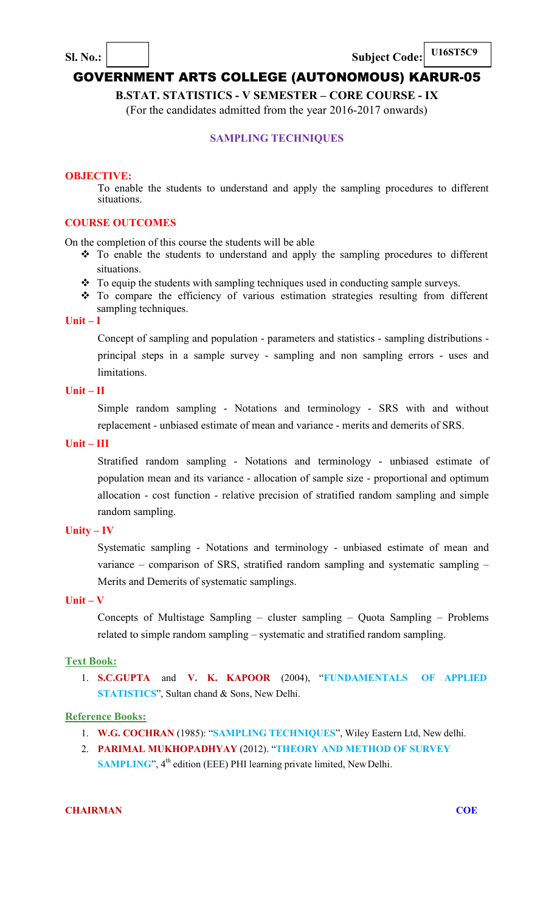**Sl. No.:** &nbsp;&nbsp;&nbsp;&nbsp;&nbsp;&nbsp;&nbsp;&nbsp;&nbsp;&nbsp; **Subject Code: U16ST5C9**

# GOVERNMENT ARTS COLLEGE (AUTONOMOUS) KARUR-05

**B.STAT. STATISTICS - V SEMESTER – CORE COURSE - IX**

(For the candidates admitted from the year 2016-2017 onwards)

## SAMPLING TECHNIQUES

**OBJECTIVE:**

To enable the students to understand and apply the sampling procedures to different situations.

**COURSE OUTCOMES**

On the completion of this course the students will be able

- To enable the students to understand and apply the sampling procedures to different situations.
- To equip the students with sampling techniques used in conducting sample surveys.
- To compare the efficiency of various estimation strategies resulting from different sampling techniques.

**Unit – I**

Concept of sampling and population - parameters and statistics - sampling distributions - principal steps in a sample survey - sampling and non sampling errors - uses and limitations.

**Unit – II**

Simple random sampling - Notations and terminology - SRS with and without replacement - unbiased estimate of mean and variance - merits and demerits of SRS.

**Unit – III**

Stratified random sampling - Notations and terminology - unbiased estimate of population mean and its variance - allocation of sample size - proportional and optimum allocation - cost function - relative precision of stratified random sampling and simple random sampling.

**Unity – IV**

Systematic sampling - Notations and terminology - unbiased estimate of mean and variance – comparison of SRS, stratified random sampling and systematic sampling – Merits and Demerits of systematic samplings.

**Unit – V**

Concepts of Multistage Sampling – cluster sampling – Quota Sampling – Problems related to simple random sampling – systematic and stratified random sampling.

**Text Book:**

1. **S.C.GUPTA** and **V. K. KAPOOR** (2004), "**FUNDAMENTALS OF APPLIED STATISTICS**", Sultan chand & Sons, New Delhi.

**Reference Books:**

1. **W.G. COCHRAN** (1985): "**SAMPLING TECHNIQUES**", Wiley Eastern Ltd, New delhi.
2. **PARIMAL MUKHOPADHYAY** (2012). "**THEORY AND METHOD OF SURVEY SAMPLING**", 4th edition (EEE) PHI learning private limited, New Delhi.

**CHAIRMAN** &nbsp;&nbsp;&nbsp;&nbsp;&nbsp;&nbsp;&nbsp;&nbsp;&nbsp;&nbsp; **COE**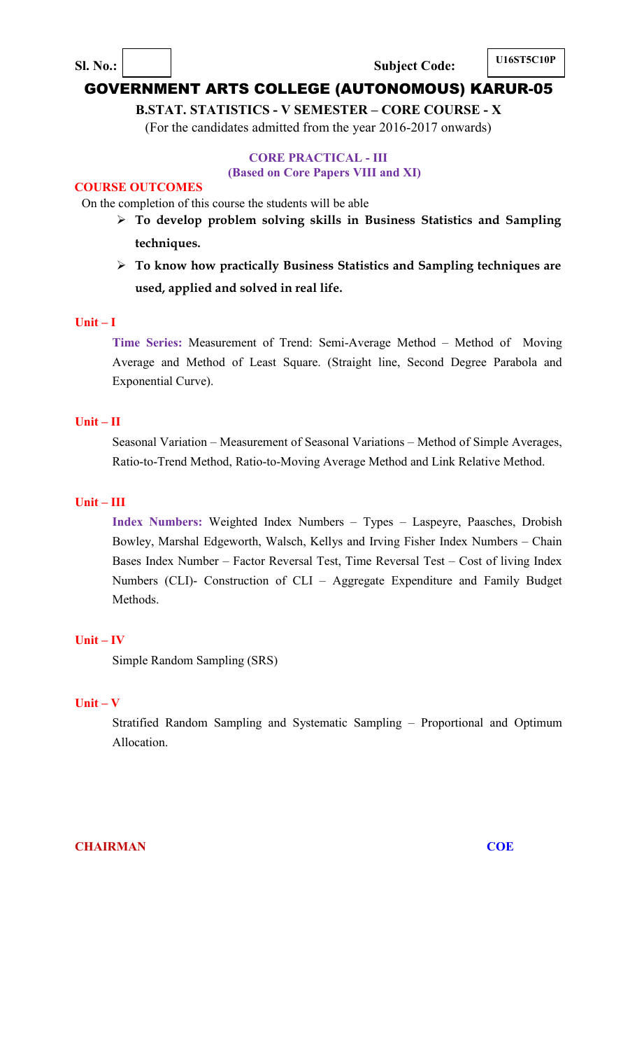**Sl. No.:** | | **Subject Code:** **U16ST5C10P**

# GOVERNMENT ARTS COLLEGE (AUTONOMOUS) KARUR-05

**B.STAT. STATISTICS - V SEMESTER – CORE COURSE - X**

(For the candidates admitted from the year 2016-2017 onwards)

## CORE PRACTICAL - III
**(Based on Core Papers VIII and XI)**

### COURSE OUTCOMES

On the completion of this course the students will be able

- **To develop problem solving skills in Business Statistics and Sampling techniques.**
- **To know how practically Business Statistics and Sampling techniques are used, applied and solved in real life.**

### Unit – I

**Time Series:** Measurement of Trend: Semi-Average Method – Method of Moving Average and Method of Least Square. (Straight line, Second Degree Parabola and Exponential Curve).

### Unit – II

Seasonal Variation – Measurement of Seasonal Variations – Method of Simple Averages, Ratio-to-Trend Method, Ratio-to-Moving Average Method and Link Relative Method.

### Unit – III

**Index Numbers:** Weighted Index Numbers – Types – Laspeyre, Paasches, Drobish Bowley, Marshal Edgeworth, Walsch, Kellys and Irving Fisher Index Numbers – Chain Bases Index Number – Factor Reversal Test, Time Reversal Test – Cost of living Index Numbers (CLI)- Construction of CLI – Aggregate Expenditure and Family Budget Methods.

### Unit – IV

Simple Random Sampling (SRS)

### Unit – V

Stratified Random Sampling and Systematic Sampling – Proportional and Optimum Allocation.

**CHAIRMAN** **COE**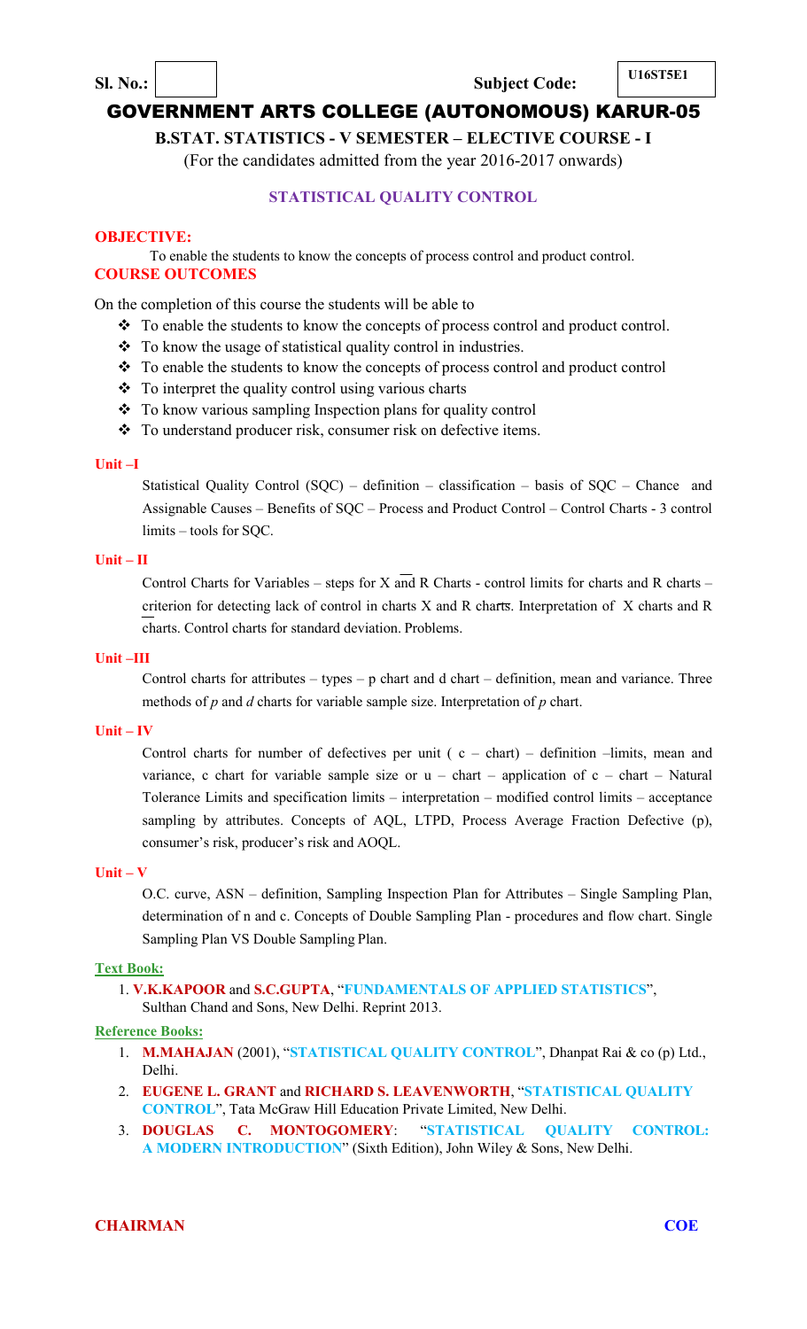**Sl. No.:** &nbsp;&nbsp;&nbsp;&nbsp;&nbsp;&nbsp;&nbsp;&nbsp; **Subject Code:** **U16ST5E1**

# GOVERNMENT ARTS COLLEGE (AUTONOMOUS) KARUR-05

**B.STAT. STATISTICS - V SEMESTER – ELECTIVE COURSE - I**

(For the candidates admitted from the year 2016-2017 onwards)

## STATISTICAL QUALITY CONTROL

**OBJECTIVE:**

To enable the students to know the concepts of process control and product control.

**COURSE OUTCOMES**

On the completion of this course the students will be able to

- To enable the students to know the concepts of process control and product control.
- To know the usage of statistical quality control in industries.
- To enable the students to know the concepts of process control and product control
- To interpret the quality control using various charts
- To know various sampling Inspection plans for quality control
- To understand producer risk, consumer risk on defective items.

**Unit –I**

Statistical Quality Control (SQC) – definition – classification – basis of SQC – Chance and Assignable Causes – Benefits of SQC – Process and Product Control – Control Charts - 3 control limits – tools for SQC.

**Unit – II**

Control Charts for Variables – steps for $\overline{X}$ and R Charts - control limits for charts and R charts – criterion for detecting lack of control in charts $\overline{X}$ and R charts. Interpretation of $\overline{X}$ charts and R charts. Control charts for standard deviation. Problems.

**Unit –III**

Control charts for attributes – types – p chart and d chart – definition, mean and variance. Three methods of *p* and *d* charts for variable sample size. Interpretation of *p* chart.

**Unit – IV**

Control charts for number of defectives per unit ( c – chart) – definition –limits, mean and variance, c chart for variable sample size or u – chart – application of c – chart – Natural Tolerance Limits and specification limits – interpretation – modified control limits – acceptance sampling by attributes. Concepts of AQL, LTPD, Process Average Fraction Defective (p), consumer's risk, producer's risk and AOQL.

**Unit – V**

O.C. curve, ASN – definition, Sampling Inspection Plan for Attributes – Single Sampling Plan, determination of n and c. Concepts of Double Sampling Plan - procedures and flow chart. Single Sampling Plan VS Double Sampling Plan.

**Text Book:**

1. **V.K.KAPOOR** and **S.C.GUPTA**, "**FUNDAMENTALS OF APPLIED STATISTICS**", Sulthan Chand and Sons, New Delhi. Reprint 2013.

**Reference Books:**

1. **M.MAHAJAN** (2001), "**STATISTICAL QUALITY CONTROL**", Dhanpat Rai & co (p) Ltd., Delhi.
2. **EUGENE L. GRANT** and **RICHARD S. LEAVENWORTH**, "**STATISTICAL QUALITY CONTROL**", Tata McGraw Hill Education Private Limited, New Delhi.
3. **DOUGLAS C. MONTOGOMERY**: "**STATISTICAL QUALITY CONTROL: A MODERN INTRODUCTION**" (Sixth Edition), John Wiley & Sons, New Delhi.

**CHAIRMAN** &nbsp;&nbsp;&nbsp;&nbsp;&nbsp;&nbsp;&nbsp;&nbsp; **COE**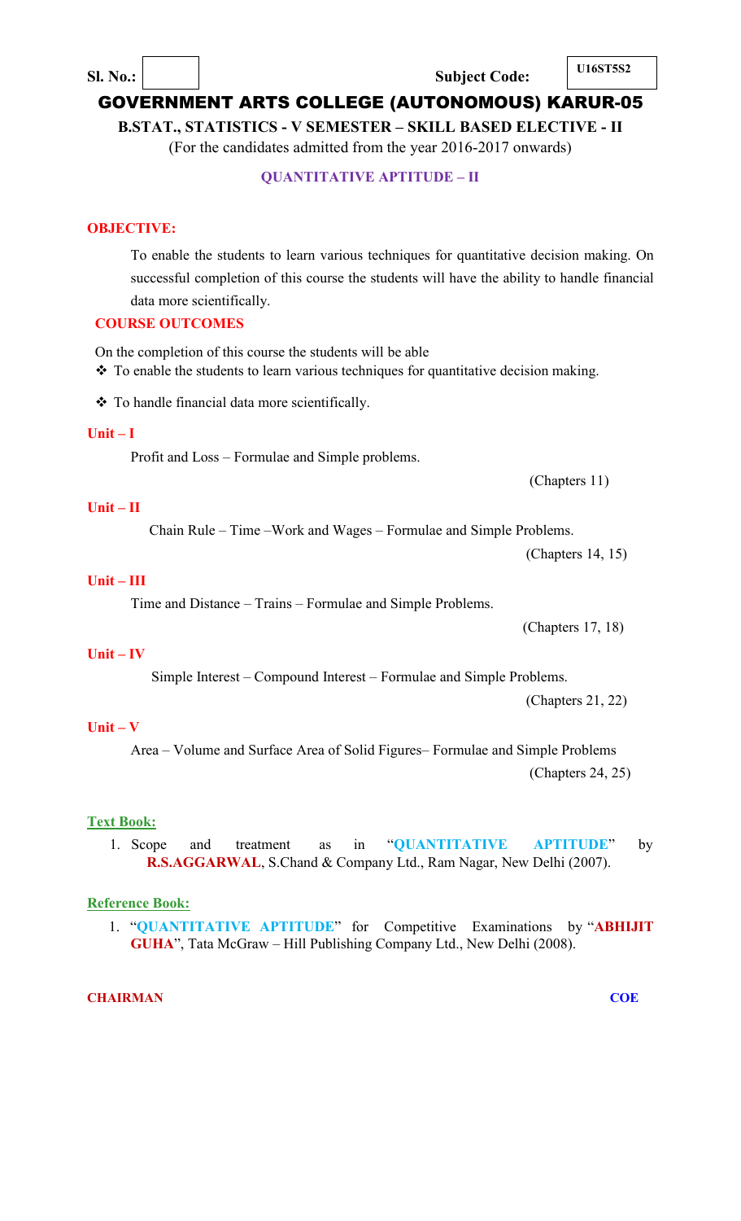**Sl. No.:** **Subject Code:** **U16ST5S2**

# GOVERNMENT ARTS COLLEGE (AUTONOMOUS) KARUR-05

**B.STAT., STATISTICS - V SEMESTER – SKILL BASED ELECTIVE - II**

(For the candidates admitted from the year 2016-2017 onwards)

## QUANTITATIVE APTITUDE – II

**OBJECTIVE:**

To enable the students to learn various techniques for quantitative decision making. On successful completion of this course the students will have the ability to handle financial data more scientifically.

**COURSE OUTCOMES**

On the completion of this course the students will be able

- To enable the students to learn various techniques for quantitative decision making.
- To handle financial data more scientifically.

**Unit – I**

Profit and Loss – Formulae and Simple problems.

(Chapters 11)

**Unit – II**

Chain Rule – Time –Work and Wages – Formulae and Simple Problems.

(Chapters 14, 15)

**Unit – III**

Time and Distance – Trains – Formulae and Simple Problems.

(Chapters 17, 18)

**Unit – IV**

Simple Interest – Compound Interest – Formulae and Simple Problems.

(Chapters 21, 22)

**Unit – V**

Area – Volume and Surface Area of Solid Figures– Formulae and Simple Problems

(Chapters 24, 25)

**Text Book:**

1. Scope and treatment as in "**QUANTITATIVE APTITUDE**" by **R.S.AGGARWAL**, S.Chand & Company Ltd., Ram Nagar, New Delhi (2007).

**Reference Book:**

1. "**QUANTITATIVE APTITUDE**" for Competitive Examinations by "**ABHIJIT GUHA**", Tata McGraw – Hill Publishing Company Ltd., New Delhi (2008).

**CHAIRMAN** **COE**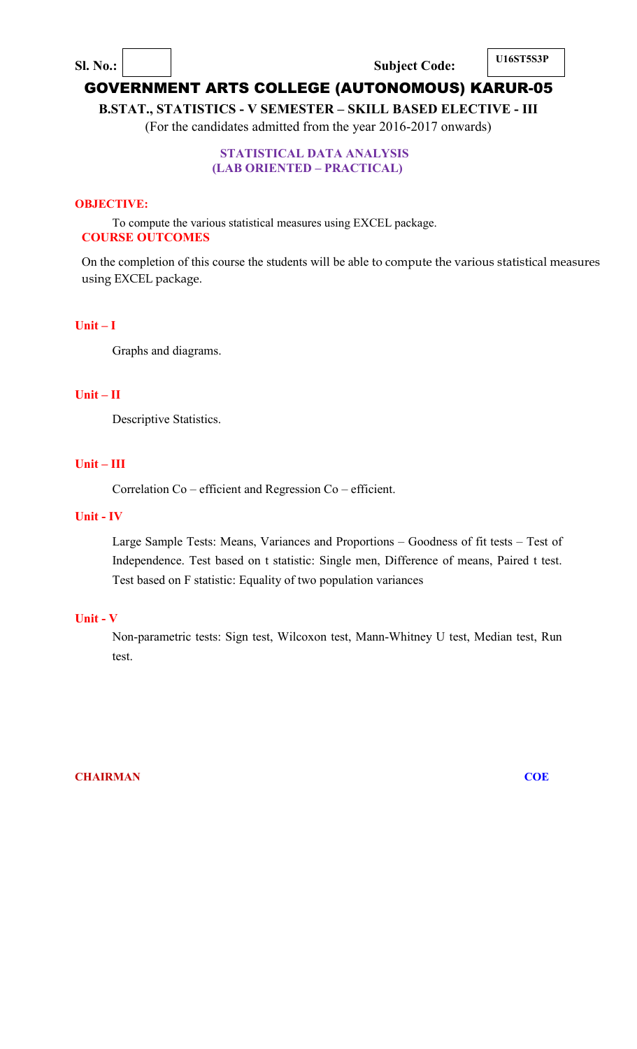**Sl. No.:** | | **Subject Code:** **U16ST5S3P**

# GOVERNMENT ARTS COLLEGE (AUTONOMOUS) KARUR-05

**B.STAT., STATISTICS - V SEMESTER – SKILL BASED ELECTIVE - III**

(For the candidates admitted from the year 2016-2017 onwards)

## STATISTICAL DATA ANALYSIS
## (LAB ORIENTED – PRACTICAL)

**OBJECTIVE:**

To compute the various statistical measures using EXCEL package.

**COURSE OUTCOMES**

On the completion of this course the students will be able to compute the various statistical measures using EXCEL package.

**Unit – I**

Graphs and diagrams.

**Unit – II**

Descriptive Statistics.

**Unit – III**

Correlation Co – efficient and Regression Co – efficient.

**Unit - IV**

Large Sample Tests: Means, Variances and Proportions – Goodness of fit tests – Test of Independence. Test based on t statistic: Single men, Difference of means, Paired t test. Test based on F statistic: Equality of two population variances

**Unit - V**

Non-parametric tests: Sign test, Wilcoxon test, Mann-Whitney U test, Median test, Run test.

**CHAIRMAN** **COE**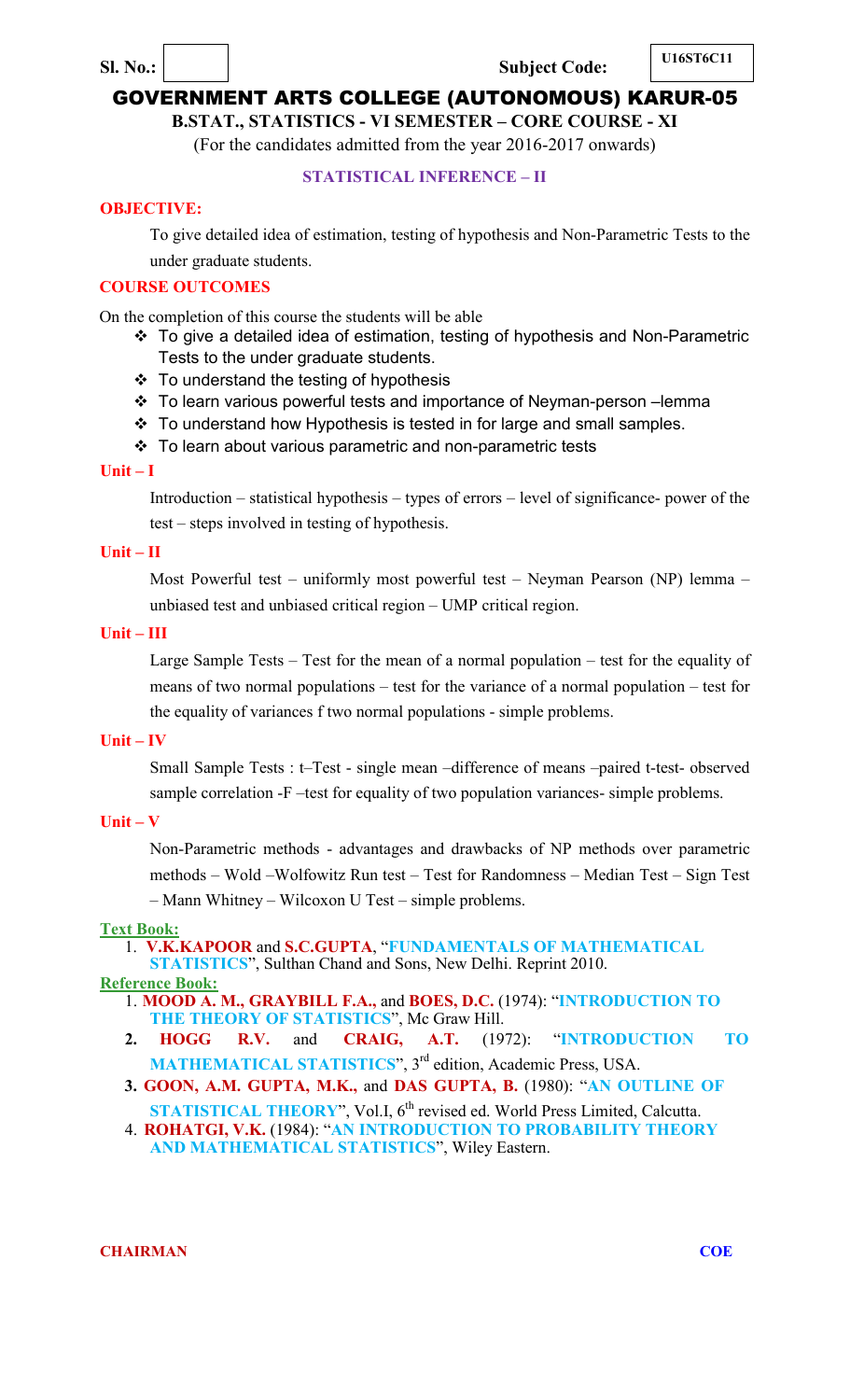**Sl. No.:** | **Subject Code:** U16ST6C11

# GOVERNMENT ARTS COLLEGE (AUTONOMOUS) KARUR-05

**B.STAT., STATISTICS - VI SEMESTER – CORE COURSE - XI**

(For the candidates admitted from the year 2016-2017 onwards)

## STATISTICAL INFERENCE – II

**OBJECTIVE:**

To give detailed idea of estimation, testing of hypothesis and Non-Parametric Tests to the under graduate students.

**COURSE OUTCOMES**

On the completion of this course the students will be able

- To give a detailed idea of estimation, testing of hypothesis and Non-Parametric Tests to the under graduate students.
- To understand the testing of hypothesis
- To learn various powerful tests and importance of Neyman-person –lemma
- To understand how Hypothesis is tested in for large and small samples.
- To learn about various parametric and non-parametric tests

**Unit – I**

Introduction – statistical hypothesis – types of errors – level of significance- power of the test – steps involved in testing of hypothesis.

**Unit – II**

Most Powerful test – uniformly most powerful test – Neyman Pearson (NP) lemma – unbiased test and unbiased critical region – UMP critical region.

**Unit – III**

Large Sample Tests – Test for the mean of a normal population – test for the equality of means of two normal populations – test for the variance of a normal population – test for the equality of variances f two normal populations - simple problems.

**Unit – IV**

Small Sample Tests : t–Test - single mean –difference of means –paired t-test- observed sample correlation -F –test for equality of two population variances- simple problems.

**Unit – V**

Non-Parametric methods - advantages and drawbacks of NP methods over parametric methods – Wold –Wolfowitz Run test – Test for Randomness – Median Test – Sign Test – Mann Whitney – Wilcoxon U Test – simple problems.

**Text Book:**

1. **V.K.KAPOOR** and **S.C.GUPTA**, "**FUNDAMENTALS OF MATHEMATICAL STATISTICS**", Sulthan Chand and Sons, New Delhi. Reprint 2010.

**Reference Book:**

1. **MOOD A. M., GRAYBILL F.A.,** and **BOES, D.C.** (1974): "**INTRODUCTION TO THE THEORY OF STATISTICS**", Mc Graw Hill.
2. **HOGG R.V.** and **CRAIG, A.T.** (1972): "**INTRODUCTION TO MATHEMATICAL STATISTICS**", 3rd edition, Academic Press, USA.
3. **GOON, A.M. GUPTA, M.K.,** and **DAS GUPTA, B.** (1980): "**AN OUTLINE OF STATISTICAL THEORY**", Vol.I, 6th revised ed. World Press Limited, Calcutta.
4. **ROHATGI, V.K.** (1984): "**AN INTRODUCTION TO PROBABILITY THEORY AND MATHEMATICAL STATISTICS**", Wiley Eastern.

**CHAIRMAN** | **COE**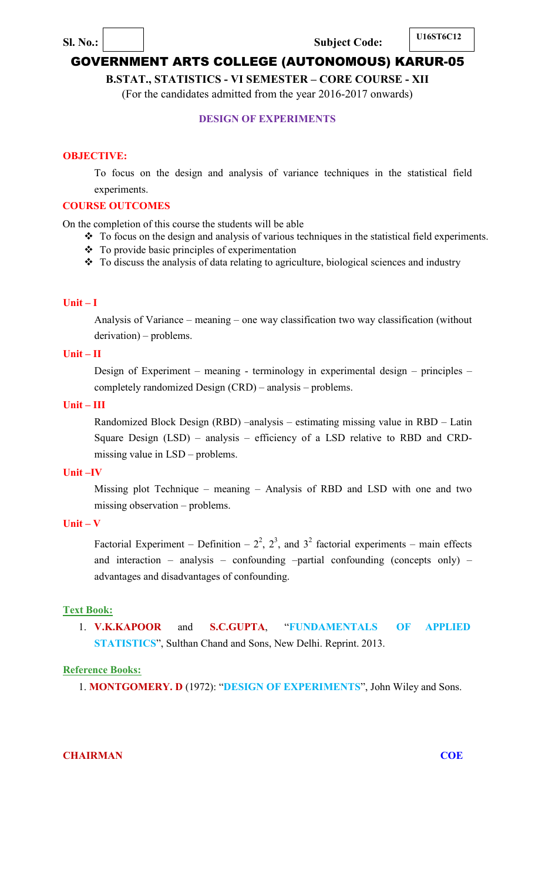Sl. No.: Subject Code: U16ST6C12

# GOVERNMENT ARTS COLLEGE (AUTONOMOUS) KARUR-05

**B.STAT., STATISTICS - VI SEMESTER – CORE COURSE - XII**

(For the candidates admitted from the year 2016-2017 onwards)

## DESIGN OF EXPERIMENTS

**OBJECTIVE:**

To focus on the design and analysis of variance techniques in the statistical field experiments.

**COURSE OUTCOMES**

On the completion of this course the students will be able

- To focus on the design and analysis of various techniques in the statistical field experiments.
- To provide basic principles of experimentation
- To discuss the analysis of data relating to agriculture, biological sciences and industry

**Unit – I**

Analysis of Variance – meaning – one way classification two way classification (without derivation) – problems.

**Unit – II**

Design of Experiment – meaning - terminology in experimental design – principles – completely randomized Design (CRD) – analysis – problems.

**Unit – III**

Randomized Block Design (RBD) –analysis – estimating missing value in RBD – Latin Square Design (LSD) – analysis – efficiency of a LSD relative to RBD and CRD- missing value in LSD – problems.

**Unit –IV**

Missing plot Technique – meaning – Analysis of RBD and LSD with one and two missing observation – problems.

**Unit – V**

Factorial Experiment – Definition – $2^2$, $2^3$, and $3^2$ factorial experiments – main effects and interaction – analysis – confounding –partial confounding (concepts only) – advantages and disadvantages of confounding.

**Text Book:**

1. **V.K.KAPOOR** and **S.C.GUPTA**, "**FUNDAMENTALS OF APPLIED STATISTICS**", Sulthan Chand and Sons, New Delhi. Reprint. 2013.

**Reference Books:**

1. **MONTGOMERY. D** (1972): "**DESIGN OF EXPERIMENTS**", John Wiley and Sons.

**CHAIRMAN** **COE**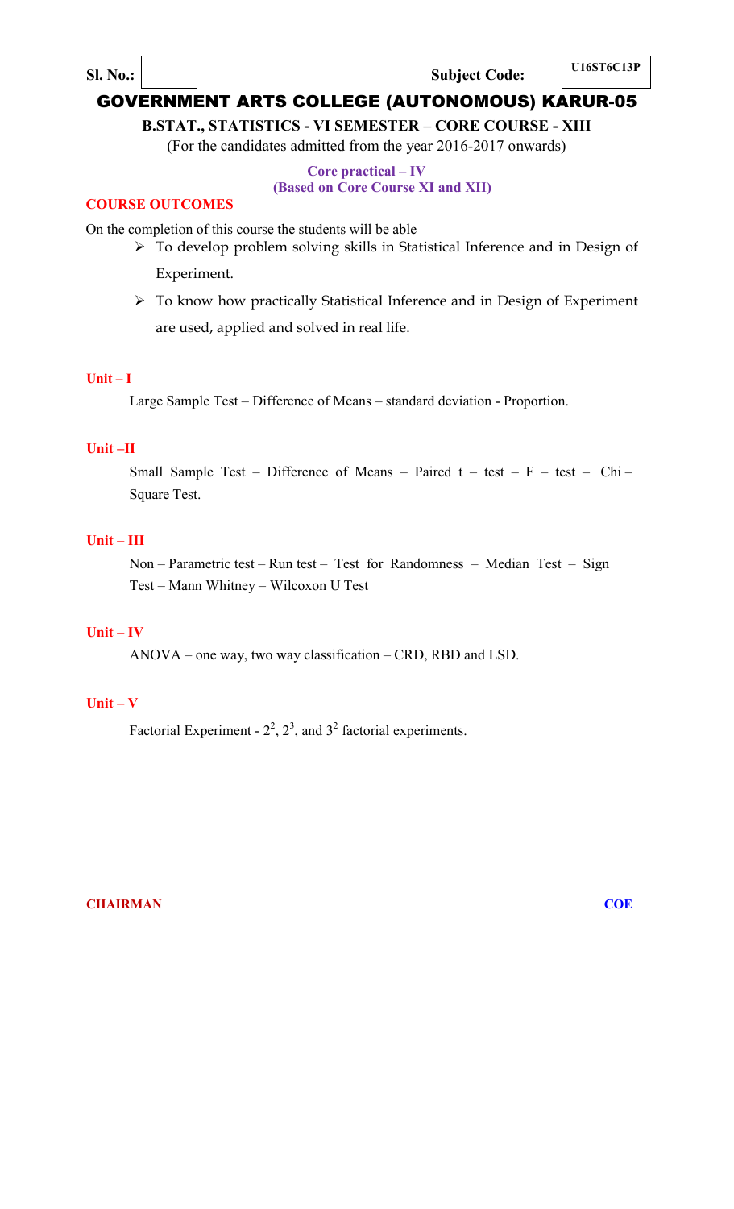**Sl. No.:** | **Subject Code:** U16ST6C13P

# GOVERNMENT ARTS COLLEGE (AUTONOMOUS) KARUR-05

**B.STAT., STATISTICS - VI SEMESTER – CORE COURSE - XIII**

(For the candidates admitted from the year 2016-2017 onwards)

**Core practical – IV**
**(Based on Core Course XI and XII)**

**COURSE OUTCOMES**

On the completion of this course the students will be able

- To develop problem solving skills in Statistical Inference and in Design of Experiment.
- To know how practically Statistical Inference and in Design of Experiment are used, applied and solved in real life.

**Unit – I**

Large Sample Test – Difference of Means – standard deviation - Proportion.

**Unit –II**

Small Sample Test – Difference of Means – Paired t – test – F – test – Chi – Square Test.

**Unit – III**

Non – Parametric test – Run test – Test for Randomness – Median Test – Sign Test – Mann Whitney – Wilcoxon U Test

**Unit – IV**

ANOVA – one way, two way classification – CRD, RBD and LSD.

**Unit – V**

Factorial Experiment - $2^2$, $2^3$, and $3^2$ factorial experiments.

**CHAIRMAN** **COE**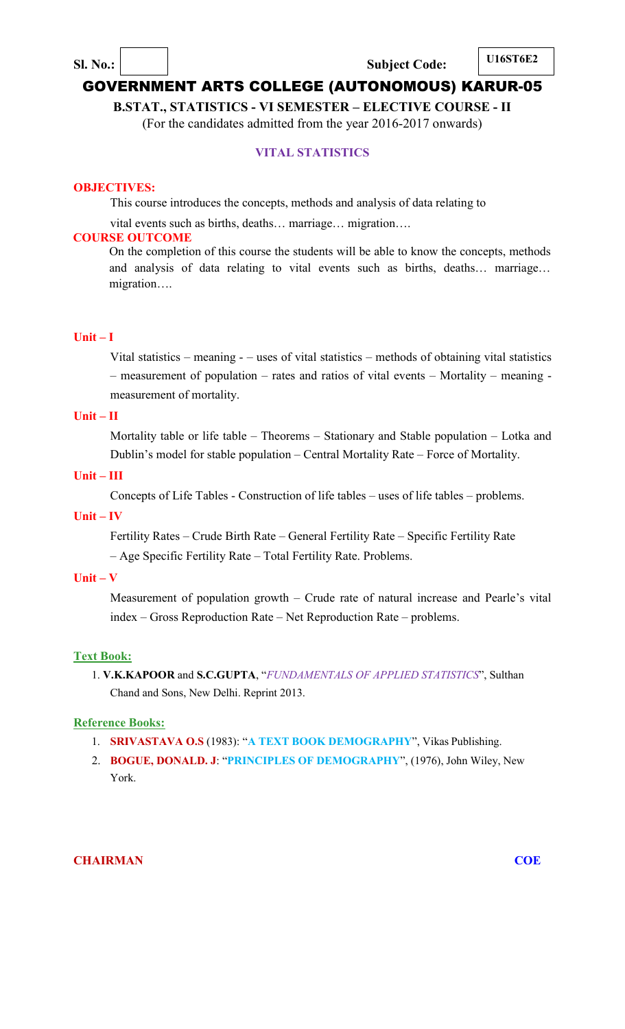**Sl. No.:** | | **Subject Code:** **U16ST6E2**

# GOVERNMENT ARTS COLLEGE (AUTONOMOUS) KARUR-05

**B.STAT., STATISTICS - VI SEMESTER – ELECTIVE COURSE - II**

(For the candidates admitted from the year 2016-2017 onwards)

## VITAL STATISTICS

**OBJECTIVES:**

This course introduces the concepts, methods and analysis of data relating to vital events such as births, deaths… marriage… migration….

**COURSE OUTCOME**

On the completion of this course the students will be able to know the concepts, methods and analysis of data relating to vital events such as births, deaths… marriage… migration….

**Unit – I**

Vital statistics – meaning - – uses of vital statistics – methods of obtaining vital statistics – measurement of population – rates and ratios of vital events – Mortality – meaning - measurement of mortality.

**Unit – II**

Mortality table or life table – Theorems – Stationary and Stable population – Lotka and Dublin's model for stable population – Central Mortality Rate – Force of Mortality.

**Unit – III**

Concepts of Life Tables - Construction of life tables – uses of life tables – problems.

**Unit – IV**

Fertility Rates – Crude Birth Rate – General Fertility Rate – Specific Fertility Rate – Age Specific Fertility Rate – Total Fertility Rate. Problems.

**Unit – V**

Measurement of population growth – Crude rate of natural increase and Pearle's vital index – Gross Reproduction Rate – Net Reproduction Rate – problems.

**Text Book:**

1. **V.K.KAPOOR** and **S.C.GUPTA**, "*FUNDAMENTALS OF APPLIED STATISTICS*", Sulthan Chand and Sons, New Delhi. Reprint 2013.

**Reference Books:**

1. **SRIVASTAVA O.S** (1983): "**A TEXT BOOK DEMOGRAPHY**", Vikas Publishing.
2. **BOGUE, DONALD. J**: "**PRINCIPLES OF DEMOGRAPHY**", (1976), John Wiley, New York.

**CHAIRMAN** **COE**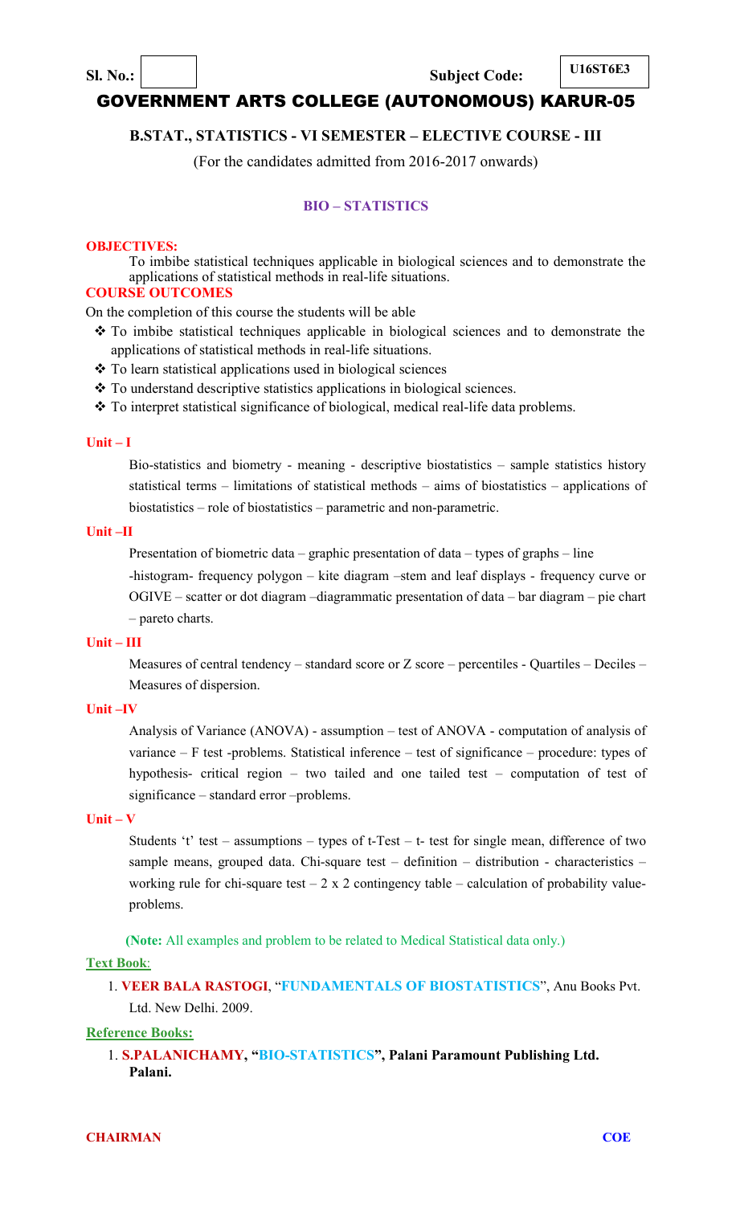**Sl. No.:** **Subject Code:** **U16ST6E3**

# GOVERNMENT ARTS COLLEGE (AUTONOMOUS) KARUR-05

## B.STAT., STATISTICS - VI SEMESTER – ELECTIVE COURSE - III

(For the candidates admitted from 2016-2017 onwards)

### BIO – STATISTICS

**OBJECTIVES:**

To imbibe statistical techniques applicable in biological sciences and to demonstrate the applications of statistical methods in real-life situations.

**COURSE OUTCOMES**

On the completion of this course the students will be able

- To imbibe statistical techniques applicable in biological sciences and to demonstrate the applications of statistical methods in real-life situations.
- To learn statistical applications used in biological sciences
- To understand descriptive statistics applications in biological sciences.
- To interpret statistical significance of biological, medical real-life data problems.

**Unit – I**

Bio-statistics and biometry - meaning - descriptive biostatistics – sample statistics history statistical terms – limitations of statistical methods – aims of biostatistics – applications of biostatistics – role of biostatistics – parametric and non-parametric.

**Unit –II**

Presentation of biometric data – graphic presentation of data – types of graphs – line -histogram- frequency polygon – kite diagram –stem and leaf displays - frequency curve or OGIVE – scatter or dot diagram –diagrammatic presentation of data – bar diagram – pie chart – pareto charts.

**Unit – III**

Measures of central tendency – standard score or Z score – percentiles - Quartiles – Deciles – Measures of dispersion.

**Unit –IV**

Analysis of Variance (ANOVA) - assumption – test of ANOVA - computation of analysis of variance – F test -problems. Statistical inference – test of significance – procedure: types of hypothesis- critical region – two tailed and one tailed test – computation of test of significance – standard error –problems.

**Unit – V**

Students 't' test – assumptions – types of t-Test – t- test for single mean, difference of two sample means, grouped data. Chi-square test – definition – distribution - characteristics – working rule for chi-square test – 2 x 2 contingency table – calculation of probability value-problems.

(**Note:** All examples and problem to be related to Medical Statistical data only.)

**Text Book**:

1. **VEER BALA RASTOGI**, "**FUNDAMENTALS OF BIOSTATISTICS**", Anu Books Pvt. Ltd. New Delhi. 2009.

**Reference Books:**

1. **S.PALANICHAMY, "BIO-STATISTICS", Palani Paramount Publishing Ltd. Palani.**

**CHAIRMAN** **COE**